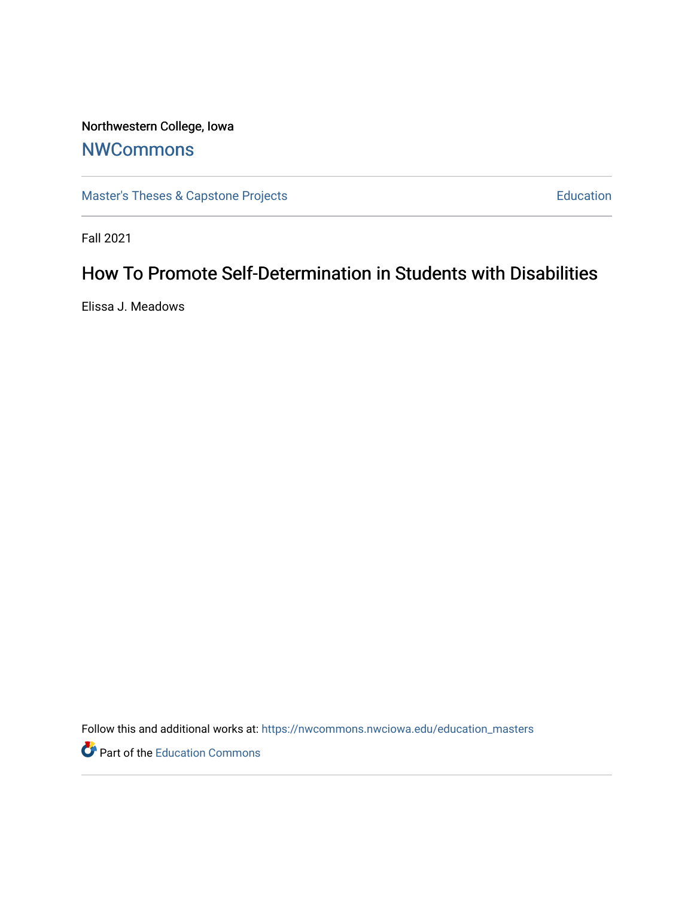Northwestern College, Iowa

# NWCommons

Master's Theses & Capstone Projects

Education

Fall 2021

## How To Promote Self-Determination in Students with Disabilities

Elissa J. Meadows

Follow this and additional works at: https://nwcommons.nwciowa.edu/education_masters

Part of the Education Commons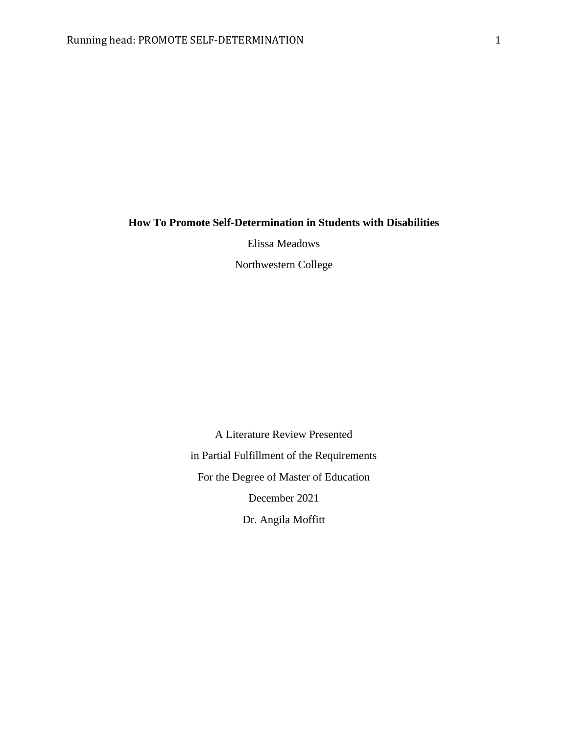**How To Promote Self-Determination in Students with Disabilities**

Elissa Meadows

Northwestern College

A Literature Review Presented

in Partial Fulfillment of the Requirements

For the Degree of Master of Education

December 2021

Dr. Angila Moffitt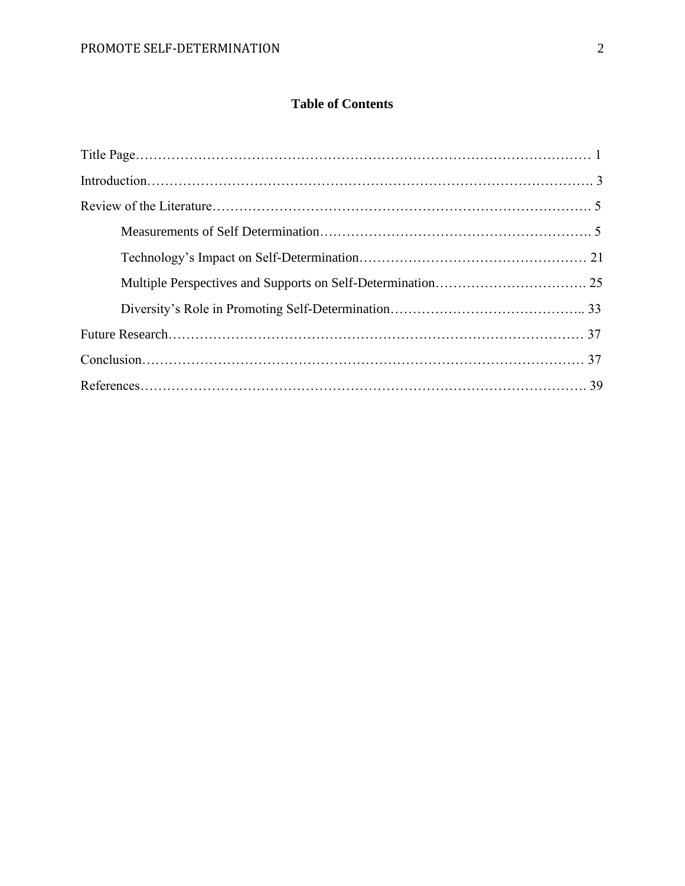**Table of Contents**

Title Page………………………………………………………………………………………… 1

Introduction………………………………………………………………………………………. 3

Review of the Literature…………………………………………………………………………. 5

Measurements of Self Determination…………………………………………………. 5

Technology’s Impact on Self-Determination…………………………………………… 21

Multiple Perspectives and Supports on Self-Determination……………………………. 25

Diversity’s Role in Promoting Self-Determination…………………………………….. 33

Future Research………………………………………………………………………………… 37

Conclusion……………………………………………………………………………………… 37

References………………………………………………………………………………………. 39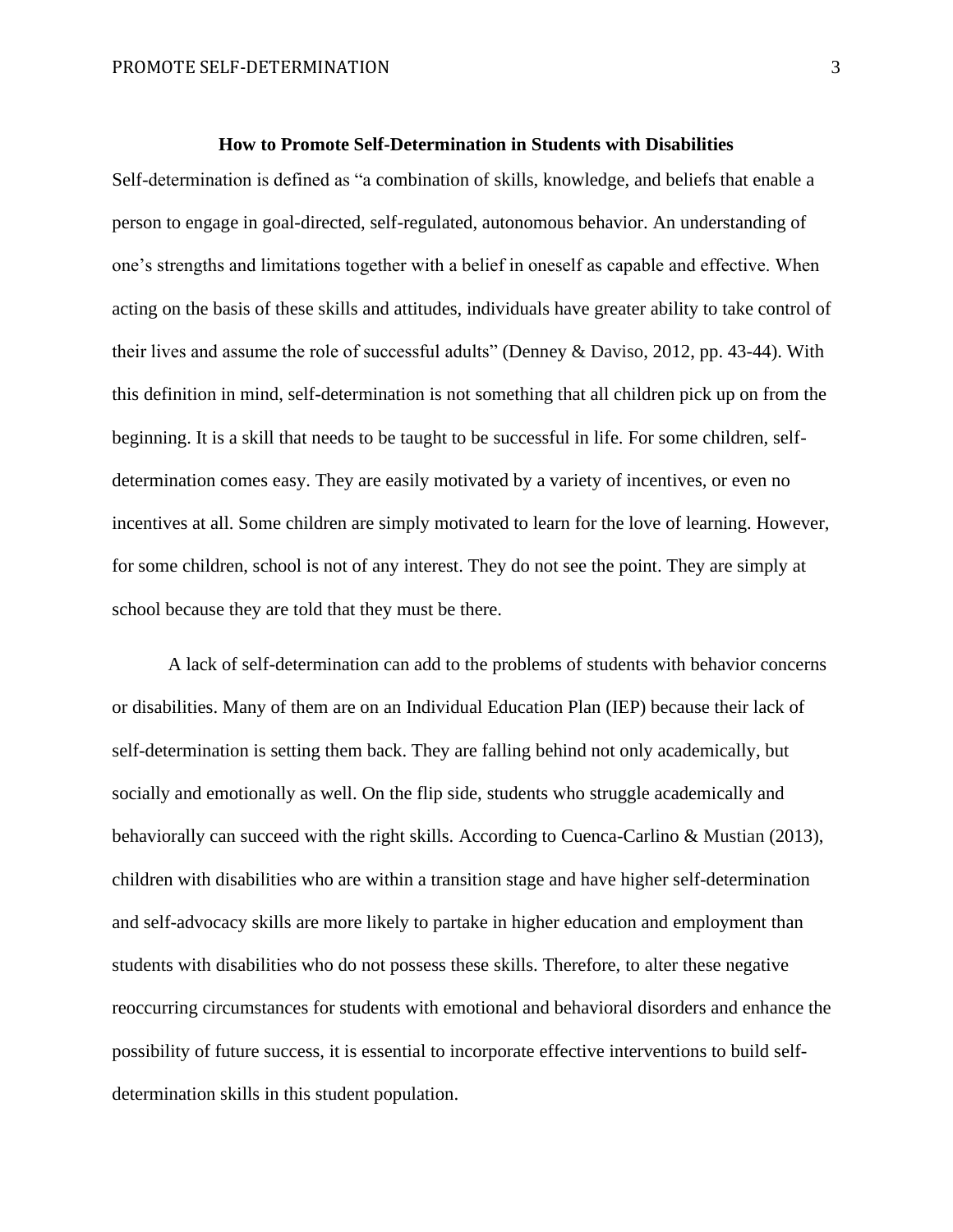# How to Promote Self-Determination in Students with Disabilities

Self-determination is defined as "a combination of skills, knowledge, and beliefs that enable a person to engage in goal-directed, self-regulated, autonomous behavior. An understanding of one's strengths and limitations together with a belief in oneself as capable and effective. When acting on the basis of these skills and attitudes, individuals have greater ability to take control of their lives and assume the role of successful adults" (Denney & Daviso, 2012, pp. 43-44). With this definition in mind, self-determination is not something that all children pick up on from the beginning. It is a skill that needs to be taught to be successful in life. For some children, self-determination comes easy. They are easily motivated by a variety of incentives, or even no incentives at all. Some children are simply motivated to learn for the love of learning. However, for some children, school is not of any interest. They do not see the point. They are simply at school because they are told that they must be there.

A lack of self-determination can add to the problems of students with behavior concerns or disabilities. Many of them are on an Individual Education Plan (IEP) because their lack of self-determination is setting them back. They are falling behind not only academically, but socially and emotionally as well. On the flip side, students who struggle academically and behaviorally can succeed with the right skills. According to Cuenca-Carlino & Mustian (2013), children with disabilities who are within a transition stage and have higher self-determination and self-advocacy skills are more likely to partake in higher education and employment than students with disabilities who do not possess these skills. Therefore, to alter these negative reoccurring circumstances for students with emotional and behavioral disorders and enhance the possibility of future success, it is essential to incorporate effective interventions to build self-determination skills in this student population.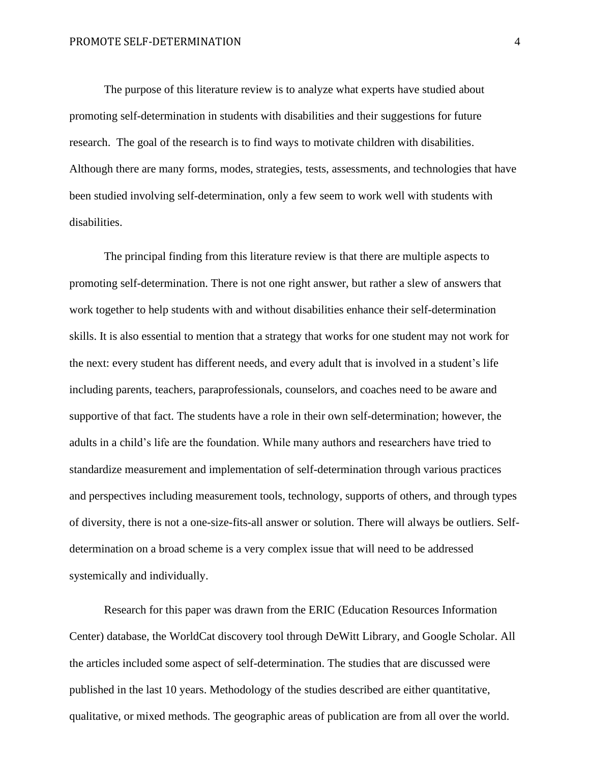The purpose of this literature review is to analyze what experts have studied about promoting self-determination in students with disabilities and their suggestions for future research.  The goal of the research is to find ways to motivate children with disabilities. Although there are many forms, modes, strategies, tests, assessments, and technologies that have been studied involving self-determination, only a few seem to work well with students with disabilities.

The principal finding from this literature review is that there are multiple aspects to promoting self-determination. There is not one right answer, but rather a slew of answers that work together to help students with and without disabilities enhance their self-determination skills. It is also essential to mention that a strategy that works for one student may not work for the next: every student has different needs, and every adult that is involved in a student's life including parents, teachers, paraprofessionals, counselors, and coaches need to be aware and supportive of that fact. The students have a role in their own self-determination; however, the adults in a child's life are the foundation. While many authors and researchers have tried to standardize measurement and implementation of self-determination through various practices and perspectives including measurement tools, technology, supports of others, and through types of diversity, there is not a one-size-fits-all answer or solution. There will always be outliers. Self-determination on a broad scheme is a very complex issue that will need to be addressed systemically and individually.

Research for this paper was drawn from the ERIC (Education Resources Information Center) database, the WorldCat discovery tool through DeWitt Library, and Google Scholar. All the articles included some aspect of self-determination. The studies that are discussed were published in the last 10 years. Methodology of the studies described are either quantitative, qualitative, or mixed methods. The geographic areas of publication are from all over the world.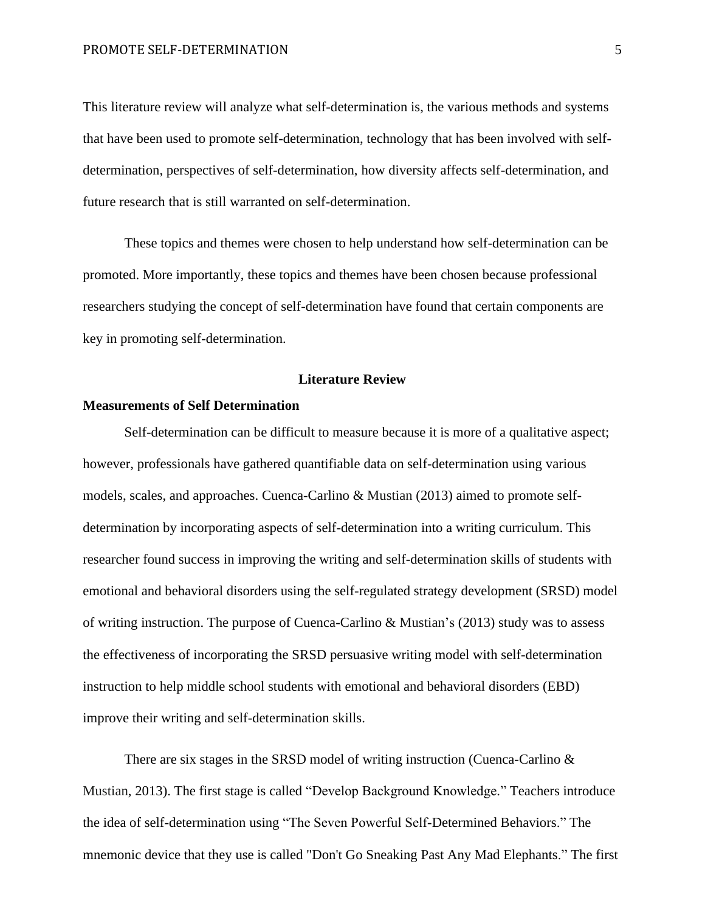This literature review will analyze what self-determination is, the various methods and systems that have been used to promote self-determination, technology that has been involved with self-determination, perspectives of self-determination, how diversity affects self-determination, and future research that is still warranted on self-determination.

These topics and themes were chosen to help understand how self-determination can be promoted. More importantly, these topics and themes have been chosen because professional researchers studying the concept of self-determination have found that certain components are key in promoting self-determination.

## Literature Review

### Measurements of Self Determination

Self-determination can be difficult to measure because it is more of a qualitative aspect; however, professionals have gathered quantifiable data on self-determination using various models, scales, and approaches. Cuenca-Carlino & Mustian (2013) aimed to promote self-determination by incorporating aspects of self-determination into a writing curriculum. This researcher found success in improving the writing and self-determination skills of students with emotional and behavioral disorders using the self-regulated strategy development (SRSD) model of writing instruction. The purpose of Cuenca-Carlino & Mustian's (2013) study was to assess the effectiveness of incorporating the SRSD persuasive writing model with self-determination instruction to help middle school students with emotional and behavioral disorders (EBD) improve their writing and self-determination skills.

There are six stages in the SRSD model of writing instruction (Cuenca-Carlino & Mustian, 2013). The first stage is called "Develop Background Knowledge." Teachers introduce the idea of self-determination using "The Seven Powerful Self-Determined Behaviors." The mnemonic device that they use is called "Don't Go Sneaking Past Any Mad Elephants." The first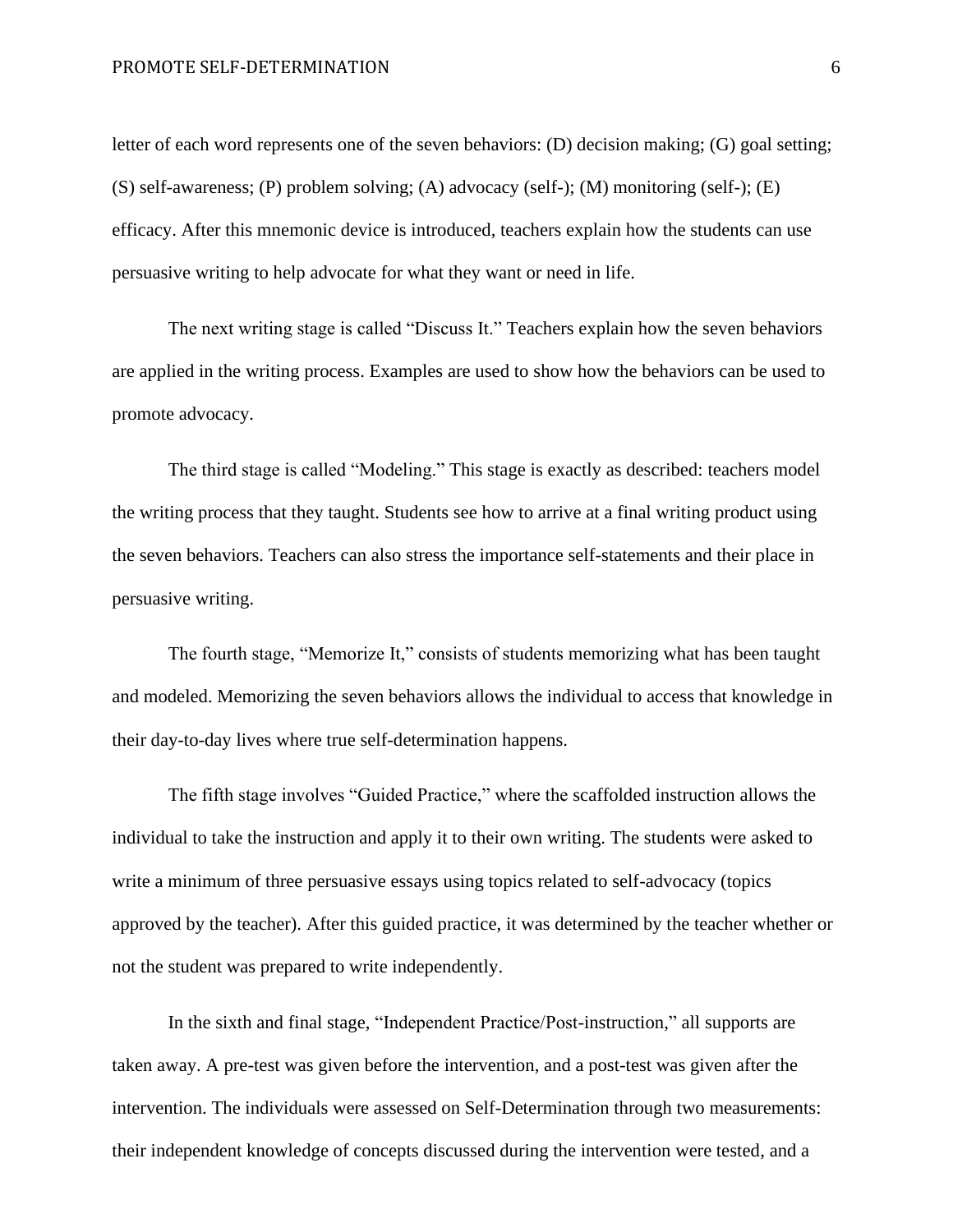letter of each word represents one of the seven behaviors: (D) decision making; (G) goal setting; (S) self-awareness; (P) problem solving; (A) advocacy (self-); (M) monitoring (self-); (E) efficacy. After this mnemonic device is introduced, teachers explain how the students can use persuasive writing to help advocate for what they want or need in life.

The next writing stage is called "Discuss It." Teachers explain how the seven behaviors are applied in the writing process. Examples are used to show how the behaviors can be used to promote advocacy.

The third stage is called "Modeling." This stage is exactly as described: teachers model the writing process that they taught. Students see how to arrive at a final writing product using the seven behaviors. Teachers can also stress the importance self-statements and their place in persuasive writing.

The fourth stage, "Memorize It," consists of students memorizing what has been taught and modeled. Memorizing the seven behaviors allows the individual to access that knowledge in their day-to-day lives where true self-determination happens.

The fifth stage involves "Guided Practice," where the scaffolded instruction allows the individual to take the instruction and apply it to their own writing. The students were asked to write a minimum of three persuasive essays using topics related to self-advocacy (topics approved by the teacher). After this guided practice, it was determined by the teacher whether or not the student was prepared to write independently.

In the sixth and final stage, "Independent Practice/Post-instruction," all supports are taken away. A pre-test was given before the intervention, and a post-test was given after the intervention. The individuals were assessed on Self-Determination through two measurements: their independent knowledge of concepts discussed during the intervention were tested, and a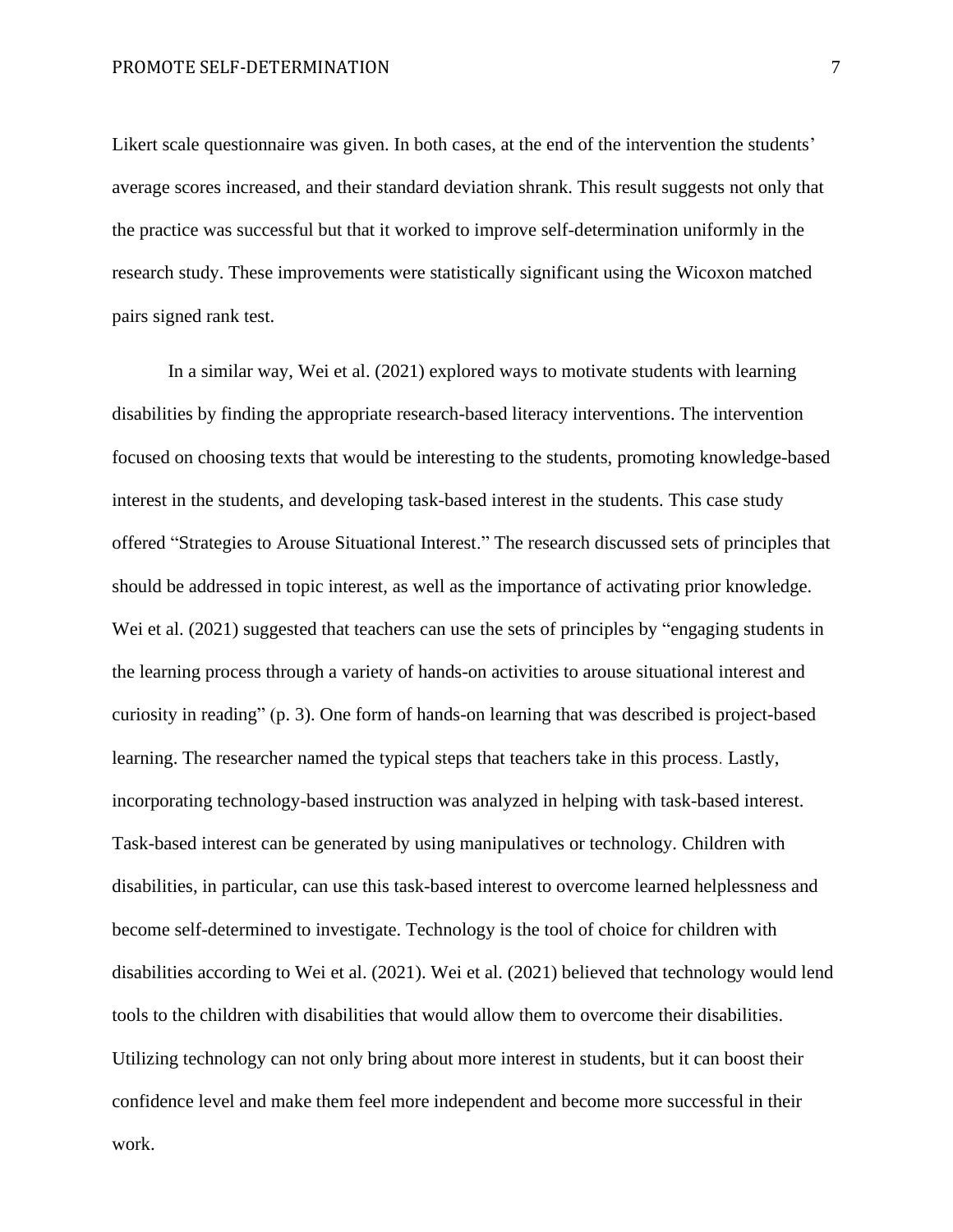Likert scale questionnaire was given. In both cases, at the end of the intervention the students' average scores increased, and their standard deviation shrank. This result suggests not only that the practice was successful but that it worked to improve self-determination uniformly in the research study. These improvements were statistically significant using the Wicoxon matched pairs signed rank test.

In a similar way, Wei et al. (2021) explored ways to motivate students with learning disabilities by finding the appropriate research-based literacy interventions. The intervention focused on choosing texts that would be interesting to the students, promoting knowledge-based interest in the students, and developing task-based interest in the students. This case study offered "Strategies to Arouse Situational Interest." The research discussed sets of principles that should be addressed in topic interest, as well as the importance of activating prior knowledge. Wei et al. (2021) suggested that teachers can use the sets of principles by "engaging students in the learning process through a variety of hands-on activities to arouse situational interest and curiosity in reading" (p. 3). One form of hands-on learning that was described is project-based learning. The researcher named the typical steps that teachers take in this process. Lastly, incorporating technology-based instruction was analyzed in helping with task-based interest. Task-based interest can be generated by using manipulatives or technology. Children with disabilities, in particular, can use this task-based interest to overcome learned helplessness and become self-determined to investigate. Technology is the tool of choice for children with disabilities according to Wei et al. (2021). Wei et al. (2021) believed that technology would lend tools to the children with disabilities that would allow them to overcome their disabilities. Utilizing technology can not only bring about more interest in students, but it can boost their confidence level and make them feel more independent and become more successful in their work.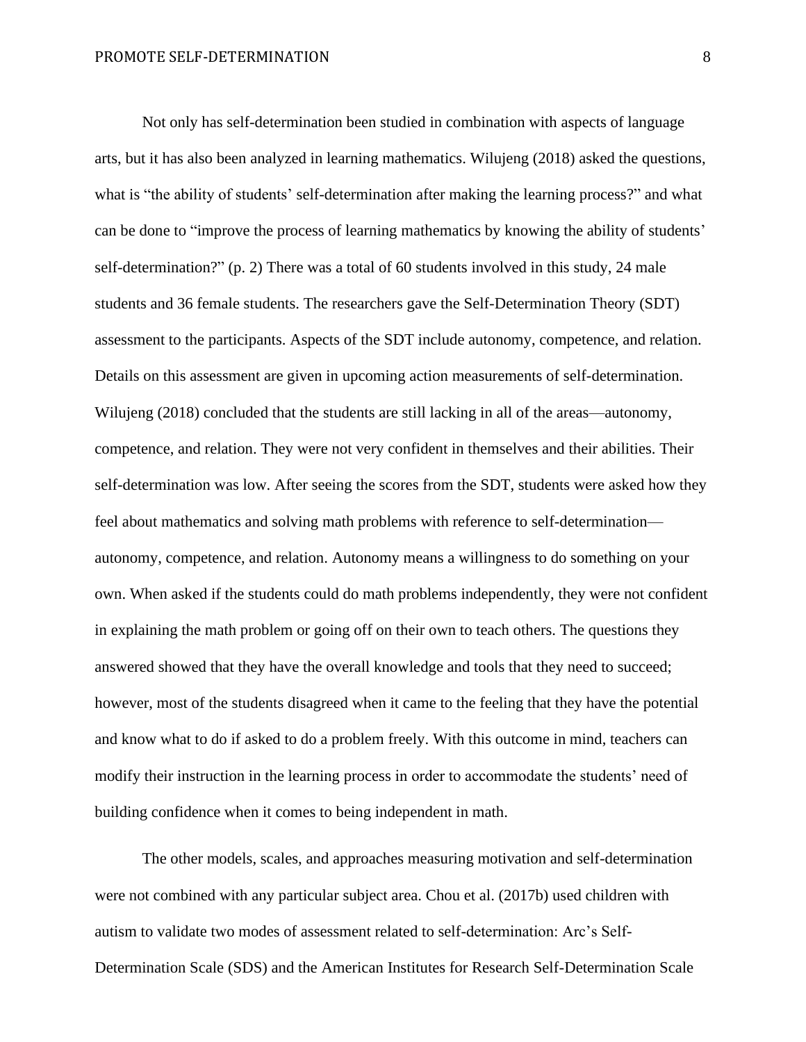Not only has self-determination been studied in combination with aspects of language arts, but it has also been analyzed in learning mathematics. Wilujeng (2018) asked the questions, what is “the ability of students’ self-determination after making the learning process?” and what can be done to “improve the process of learning mathematics by knowing the ability of students’ self-determination?” (p. 2) There was a total of 60 students involved in this study, 24 male students and 36 female students. The researchers gave the Self-Determination Theory (SDT) assessment to the participants. Aspects of the SDT include autonomy, competence, and relation. Details on this assessment are given in upcoming action measurements of self-determination. Wilujeng (2018) concluded that the students are still lacking in all of the areas—autonomy, competence, and relation. They were not very confident in themselves and their abilities. Their self-determination was low. After seeing the scores from the SDT, students were asked how they feel about mathematics and solving math problems with reference to self-determination—autonomy, competence, and relation. Autonomy means a willingness to do something on your own. When asked if the students could do math problems independently, they were not confident in explaining the math problem or going off on their own to teach others. The questions they answered showed that they have the overall knowledge and tools that they need to succeed; however, most of the students disagreed when it came to the feeling that they have the potential and know what to do if asked to do a problem freely. With this outcome in mind, teachers can modify their instruction in the learning process in order to accommodate the students’ need of building confidence when it comes to being independent in math.

The other models, scales, and approaches measuring motivation and self-determination were not combined with any particular subject area. Chou et al. (2017b) used children with autism to validate two modes of assessment related to self-determination: Arc’s Self-Determination Scale (SDS) and the American Institutes for Research Self-Determination Scale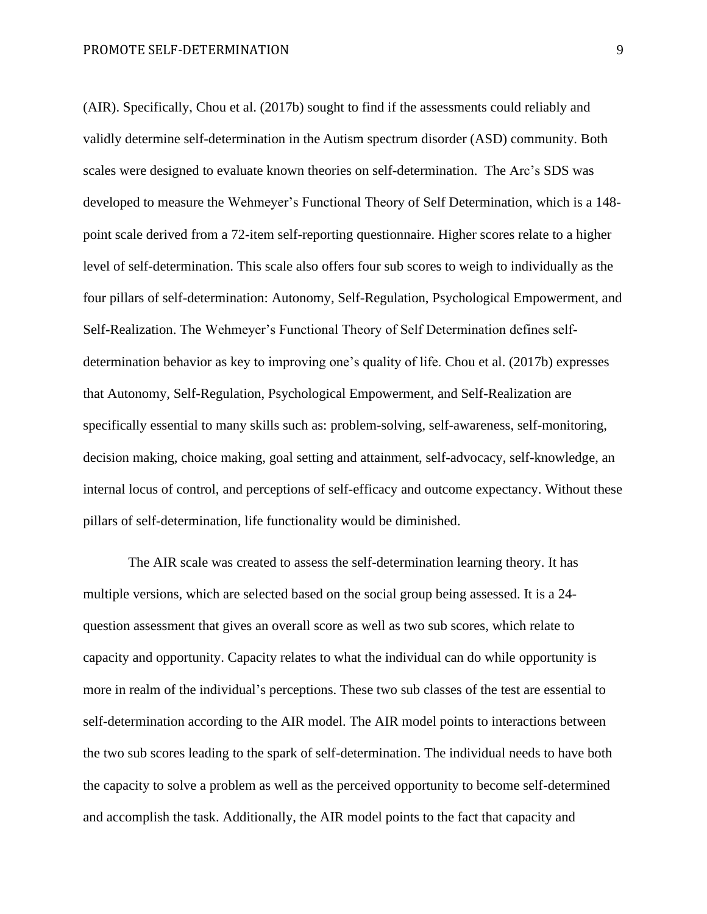(AIR). Specifically, Chou et al. (2017b) sought to find if the assessments could reliably and validly determine self-determination in the Autism spectrum disorder (ASD) community. Both scales were designed to evaluate known theories on self-determination. The Arc's SDS was developed to measure the Wehmeyer's Functional Theory of Self Determination, which is a 148-point scale derived from a 72-item self-reporting questionnaire. Higher scores relate to a higher level of self-determination. This scale also offers four sub scores to weigh to individually as the four pillars of self-determination: Autonomy, Self-Regulation, Psychological Empowerment, and Self-Realization. The Wehmeyer's Functional Theory of Self Determination defines self-determination behavior as key to improving one's quality of life. Chou et al. (2017b) expresses that Autonomy, Self-Regulation, Psychological Empowerment, and Self-Realization are specifically essential to many skills such as: problem-solving, self-awareness, self-monitoring, decision making, choice making, goal setting and attainment, self-advocacy, self-knowledge, an internal locus of control, and perceptions of self-efficacy and outcome expectancy. Without these pillars of self-determination, life functionality would be diminished.

The AIR scale was created to assess the self-determination learning theory. It has multiple versions, which are selected based on the social group being assessed. It is a 24-question assessment that gives an overall score as well as two sub scores, which relate to capacity and opportunity. Capacity relates to what the individual can do while opportunity is more in realm of the individual's perceptions. These two sub classes of the test are essential to self-determination according to the AIR model. The AIR model points to interactions between the two sub scores leading to the spark of self-determination. The individual needs to have both the capacity to solve a problem as well as the perceived opportunity to become self-determined and accomplish the task. Additionally, the AIR model points to the fact that capacity and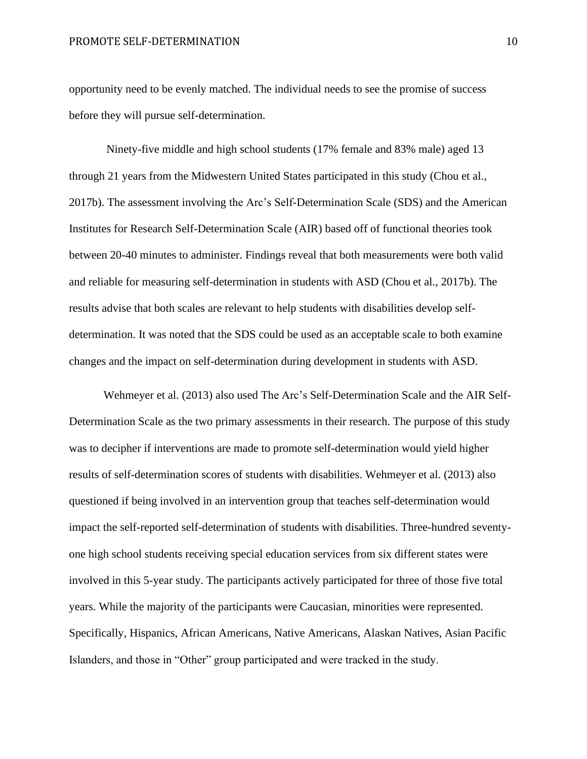opportunity need to be evenly matched. The individual needs to see the promise of success before they will pursue self-determination.

Ninety-five middle and high school students (17% female and 83% male) aged 13 through 21 years from the Midwestern United States participated in this study (Chou et al., 2017b). The assessment involving the Arc's Self-Determination Scale (SDS) and the American Institutes for Research Self-Determination Scale (AIR) based off of functional theories took between 20-40 minutes to administer. Findings reveal that both measurements were both valid and reliable for measuring self-determination in students with ASD (Chou et al., 2017b). The results advise that both scales are relevant to help students with disabilities develop self-determination. It was noted that the SDS could be used as an acceptable scale to both examine changes and the impact on self-determination during development in students with ASD.

Wehmeyer et al. (2013) also used The Arc's Self-Determination Scale and the AIR Self-Determination Scale as the two primary assessments in their research. The purpose of this study was to decipher if interventions are made to promote self-determination would yield higher results of self-determination scores of students with disabilities. Wehmeyer et al. (2013) also questioned if being involved in an intervention group that teaches self-determination would impact the self-reported self-determination of students with disabilities. Three-hundred seventy-one high school students receiving special education services from six different states were involved in this 5-year study. The participants actively participated for three of those five total years. While the majority of the participants were Caucasian, minorities were represented. Specifically, Hispanics, African Americans, Native Americans, Alaskan Natives, Asian Pacific Islanders, and those in "Other" group participated and were tracked in the study.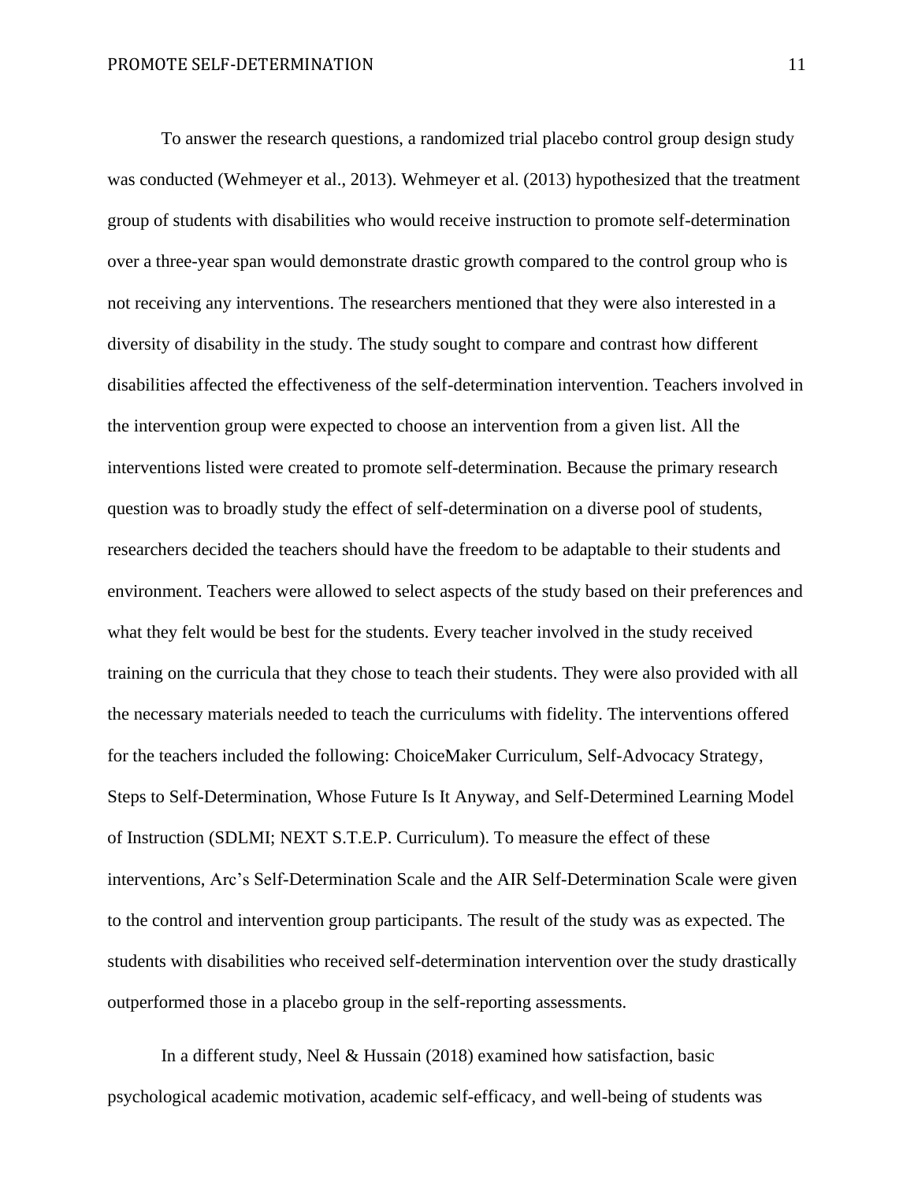To answer the research questions, a randomized trial placebo control group design study was conducted (Wehmeyer et al., 2013). Wehmeyer et al. (2013) hypothesized that the treatment group of students with disabilities who would receive instruction to promote self-determination over a three-year span would demonstrate drastic growth compared to the control group who is not receiving any interventions. The researchers mentioned that they were also interested in a diversity of disability in the study. The study sought to compare and contrast how different disabilities affected the effectiveness of the self-determination intervention. Teachers involved in the intervention group were expected to choose an intervention from a given list. All the interventions listed were created to promote self-determination. Because the primary research question was to broadly study the effect of self-determination on a diverse pool of students, researchers decided the teachers should have the freedom to be adaptable to their students and environment. Teachers were allowed to select aspects of the study based on their preferences and what they felt would be best for the students. Every teacher involved in the study received training on the curricula that they chose to teach their students. They were also provided with all the necessary materials needed to teach the curriculums with fidelity. The interventions offered for the teachers included the following: ChoiceMaker Curriculum, Self-Advocacy Strategy, Steps to Self-Determination, Whose Future Is It Anyway, and Self-Determined Learning Model of Instruction (SDLMI; NEXT S.T.E.P. Curriculum). To measure the effect of these interventions, Arc's Self-Determination Scale and the AIR Self-Determination Scale were given to the control and intervention group participants. The result of the study was as expected. The students with disabilities who received self-determination intervention over the study drastically outperformed those in a placebo group in the self-reporting assessments.

In a different study, Neel & Hussain (2018) examined how satisfaction, basic psychological academic motivation, academic self-efficacy, and well-being of students was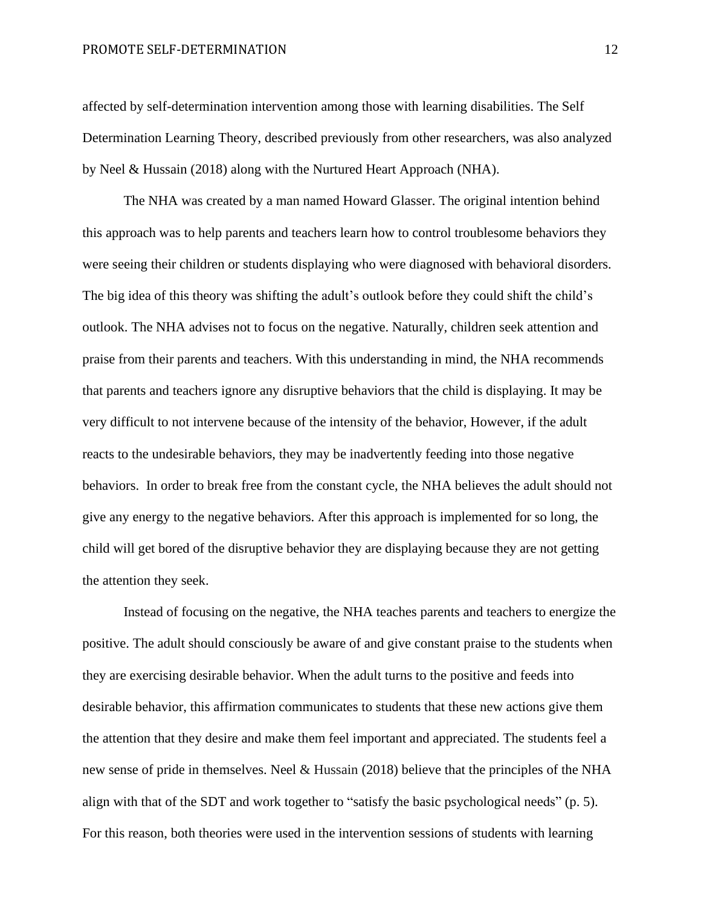affected by self-determination intervention among those with learning disabilities. The Self Determination Learning Theory, described previously from other researchers, was also analyzed by Neel & Hussain (2018) along with the Nurtured Heart Approach (NHA).

The NHA was created by a man named Howard Glasser. The original intention behind this approach was to help parents and teachers learn how to control troublesome behaviors they were seeing their children or students displaying who were diagnosed with behavioral disorders. The big idea of this theory was shifting the adult's outlook before they could shift the child's outlook. The NHA advises not to focus on the negative. Naturally, children seek attention and praise from their parents and teachers. With this understanding in mind, the NHA recommends that parents and teachers ignore any disruptive behaviors that the child is displaying. It may be very difficult to not intervene because of the intensity of the behavior, However, if the adult reacts to the undesirable behaviors, they may be inadvertently feeding into those negative behaviors. In order to break free from the constant cycle, the NHA believes the adult should not give any energy to the negative behaviors. After this approach is implemented for so long, the child will get bored of the disruptive behavior they are displaying because they are not getting the attention they seek.

Instead of focusing on the negative, the NHA teaches parents and teachers to energize the positive. The adult should consciously be aware of and give constant praise to the students when they are exercising desirable behavior. When the adult turns to the positive and feeds into desirable behavior, this affirmation communicates to students that these new actions give them the attention that they desire and make them feel important and appreciated. The students feel a new sense of pride in themselves. Neel & Hussain (2018) believe that the principles of the NHA align with that of the SDT and work together to "satisfy the basic psychological needs" (p. 5). For this reason, both theories were used in the intervention sessions of students with learning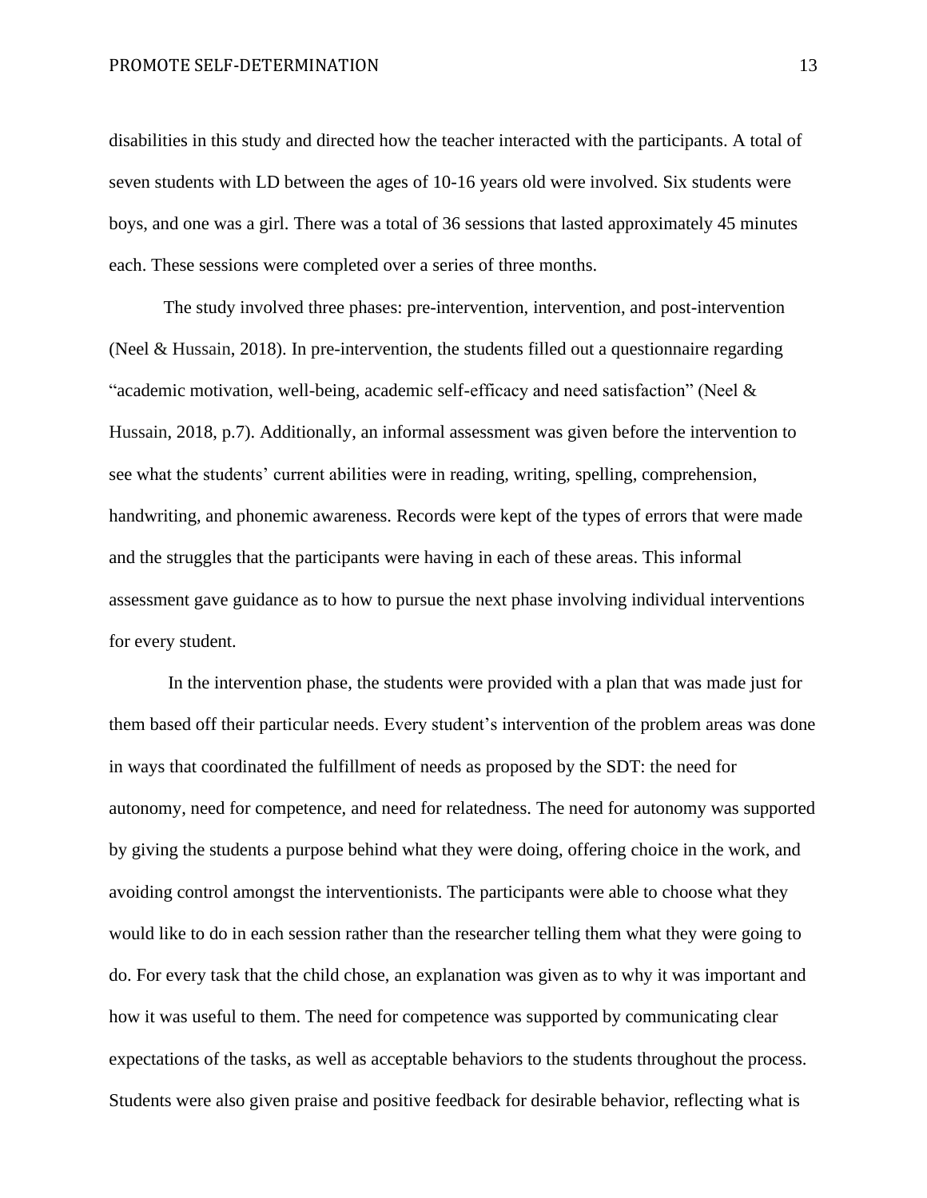disabilities in this study and directed how the teacher interacted with the participants. A total of seven students with LD between the ages of 10-16 years old were involved. Six students were boys, and one was a girl. There was a total of 36 sessions that lasted approximately 45 minutes each. These sessions were completed over a series of three months.

The study involved three phases: pre-intervention, intervention, and post-intervention (Neel & Hussain, 2018). In pre-intervention, the students filled out a questionnaire regarding "academic motivation, well-being, academic self-efficacy and need satisfaction" (Neel & Hussain, 2018, p.7). Additionally, an informal assessment was given before the intervention to see what the students' current abilities were in reading, writing, spelling, comprehension, handwriting, and phonemic awareness. Records were kept of the types of errors that were made and the struggles that the participants were having in each of these areas. This informal assessment gave guidance as to how to pursue the next phase involving individual interventions for every student.

In the intervention phase, the students were provided with a plan that was made just for them based off their particular needs. Every student's intervention of the problem areas was done in ways that coordinated the fulfillment of needs as proposed by the SDT: the need for autonomy, need for competence, and need for relatedness. The need for autonomy was supported by giving the students a purpose behind what they were doing, offering choice in the work, and avoiding control amongst the interventionists. The participants were able to choose what they would like to do in each session rather than the researcher telling them what they were going to do. For every task that the child chose, an explanation was given as to why it was important and how it was useful to them. The need for competence was supported by communicating clear expectations of the tasks, as well as acceptable behaviors to the students throughout the process. Students were also given praise and positive feedback for desirable behavior, reflecting what is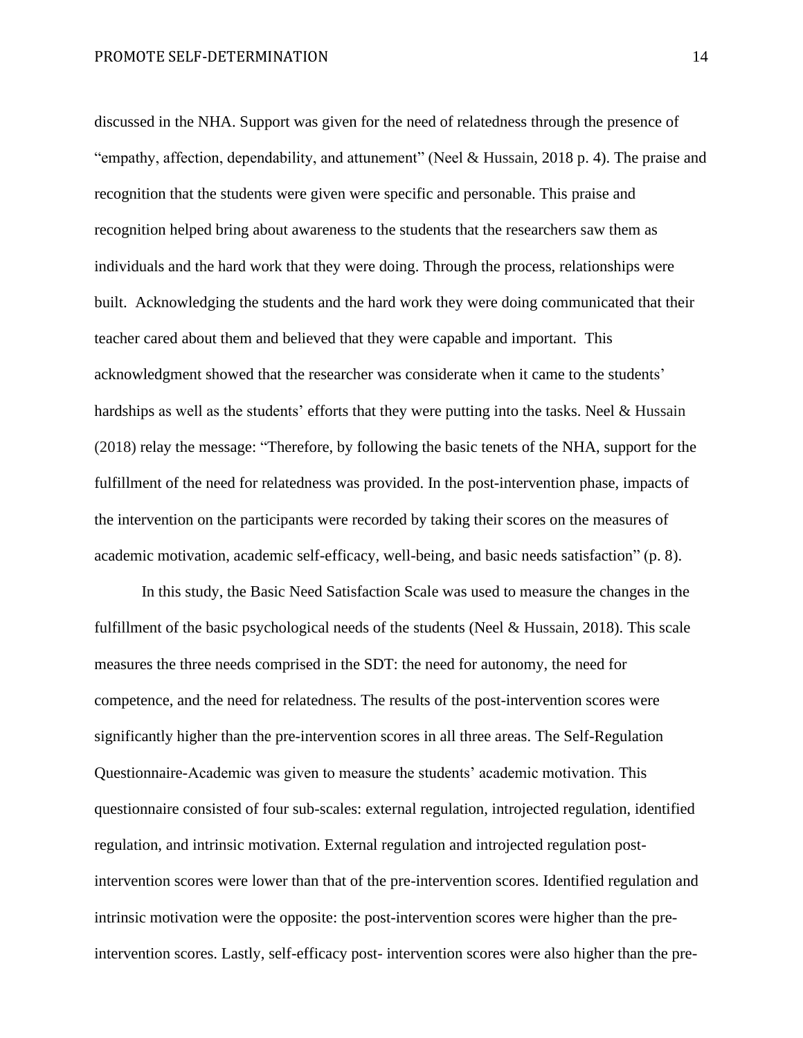discussed in the NHA. Support was given for the need of relatedness through the presence of "empathy, affection, dependability, and attunement" (Neel & Hussain, 2018 p. 4). The praise and recognition that the students were given were specific and personable. This praise and recognition helped bring about awareness to the students that the researchers saw them as individuals and the hard work that they were doing. Through the process, relationships were built. Acknowledging the students and the hard work they were doing communicated that their teacher cared about them and believed that they were capable and important. This acknowledgment showed that the researcher was considerate when it came to the students' hardships as well as the students' efforts that they were putting into the tasks. Neel & Hussain (2018) relay the message: "Therefore, by following the basic tenets of the NHA, support for the fulfillment of the need for relatedness was provided. In the post-intervention phase, impacts of the intervention on the participants were recorded by taking their scores on the measures of academic motivation, academic self-efficacy, well-being, and basic needs satisfaction" (p. 8).

In this study, the Basic Need Satisfaction Scale was used to measure the changes in the fulfillment of the basic psychological needs of the students (Neel & Hussain, 2018). This scale measures the three needs comprised in the SDT: the need for autonomy, the need for competence, and the need for relatedness. The results of the post-intervention scores were significantly higher than the pre-intervention scores in all three areas. The Self-Regulation Questionnaire-Academic was given to measure the students' academic motivation. This questionnaire consisted of four sub-scales: external regulation, introjected regulation, identified regulation, and intrinsic motivation. External regulation and introjected regulation post-intervention scores were lower than that of the pre-intervention scores. Identified regulation and intrinsic motivation were the opposite: the post-intervention scores were higher than the pre-intervention scores. Lastly, self-efficacy post- intervention scores were also higher than the pre-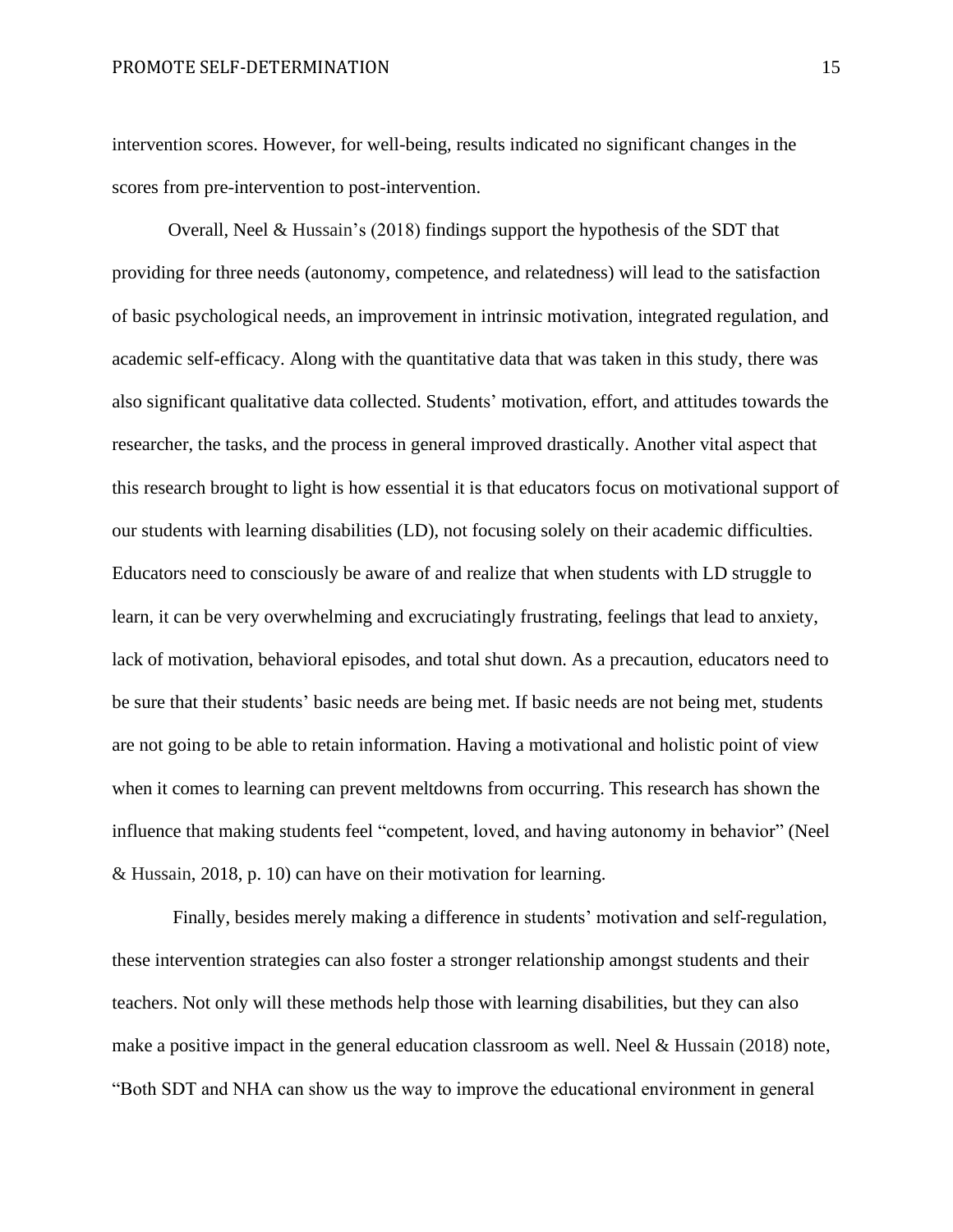intervention scores. However, for well-being, results indicated no significant changes in the scores from pre-intervention to post-intervention.

Overall, Neel & Hussain's (2018) findings support the hypothesis of the SDT that providing for three needs (autonomy, competence, and relatedness) will lead to the satisfaction of basic psychological needs, an improvement in intrinsic motivation, integrated regulation, and academic self-efficacy. Along with the quantitative data that was taken in this study, there was also significant qualitative data collected. Students' motivation, effort, and attitudes towards the researcher, the tasks, and the process in general improved drastically. Another vital aspect that this research brought to light is how essential it is that educators focus on motivational support of our students with learning disabilities (LD), not focusing solely on their academic difficulties. Educators need to consciously be aware of and realize that when students with LD struggle to learn, it can be very overwhelming and excruciatingly frustrating, feelings that lead to anxiety, lack of motivation, behavioral episodes, and total shut down. As a precaution, educators need to be sure that their students' basic needs are being met. If basic needs are not being met, students are not going to be able to retain information. Having a motivational and holistic point of view when it comes to learning can prevent meltdowns from occurring. This research has shown the influence that making students feel "competent, loved, and having autonomy in behavior" (Neel & Hussain, 2018, p. 10) can have on their motivation for learning.

Finally, besides merely making a difference in students' motivation and self-regulation, these intervention strategies can also foster a stronger relationship amongst students and their teachers. Not only will these methods help those with learning disabilities, but they can also make a positive impact in the general education classroom as well. Neel & Hussain (2018) note, "Both SDT and NHA can show us the way to improve the educational environment in general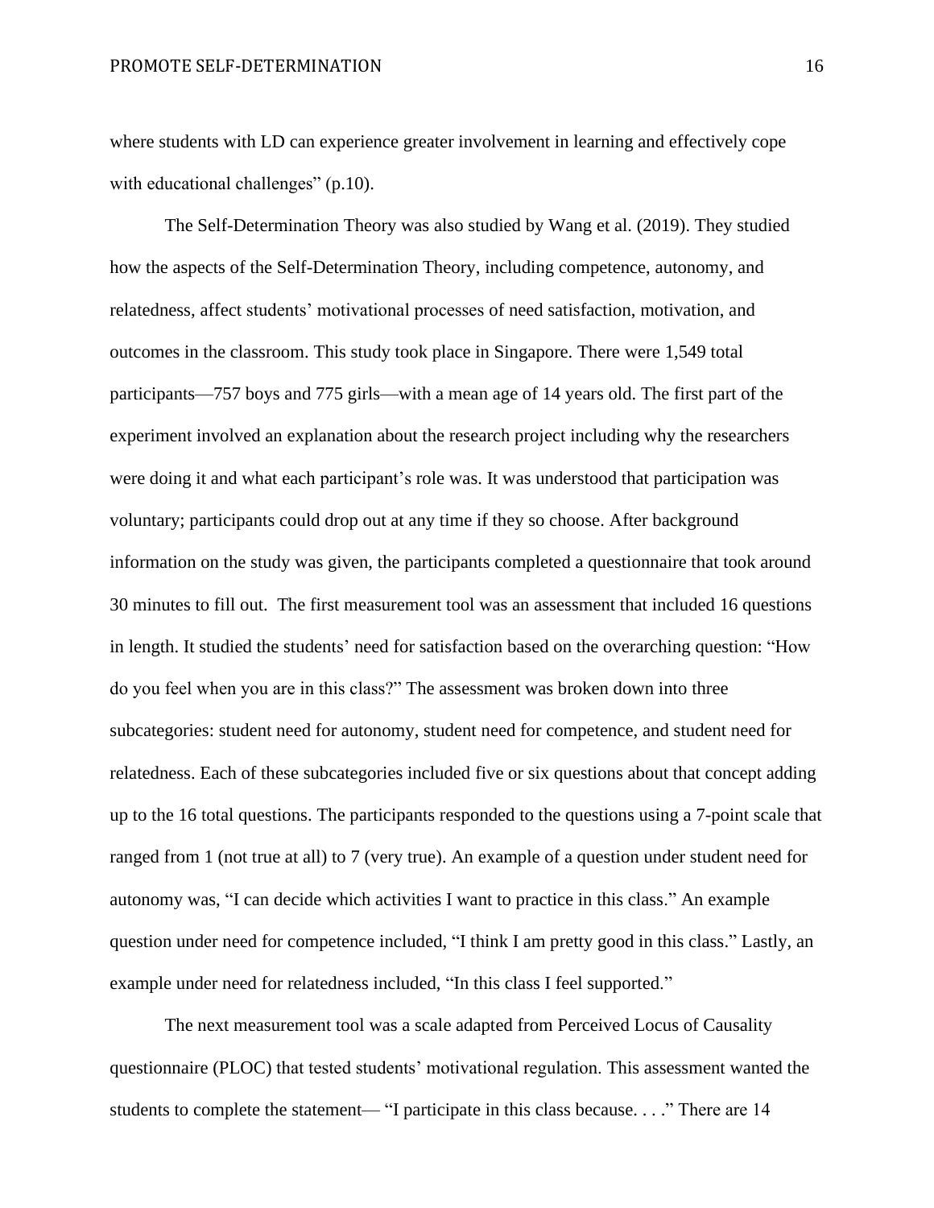where students with LD can experience greater involvement in learning and effectively cope with educational challenges" (p.10).

The Self-Determination Theory was also studied by Wang et al. (2019). They studied how the aspects of the Self-Determination Theory, including competence, autonomy, and relatedness, affect students' motivational processes of need satisfaction, motivation, and outcomes in the classroom. This study took place in Singapore. There were 1,549 total participants—757 boys and 775 girls—with a mean age of 14 years old. The first part of the experiment involved an explanation about the research project including why the researchers were doing it and what each participant's role was. It was understood that participation was voluntary; participants could drop out at any time if they so choose. After background information on the study was given, the participants completed a questionnaire that took around 30 minutes to fill out.  The first measurement tool was an assessment that included 16 questions in length. It studied the students' need for satisfaction based on the overarching question: "How do you feel when you are in this class?" The assessment was broken down into three subcategories: student need for autonomy, student need for competence, and student need for relatedness. Each of these subcategories included five or six questions about that concept adding up to the 16 total questions. The participants responded to the questions using a 7-point scale that ranged from 1 (not true at all) to 7 (very true). An example of a question under student need for autonomy was, "I can decide which activities I want to practice in this class." An example question under need for competence included, "I think I am pretty good in this class." Lastly, an example under need for relatedness included, "In this class I feel supported."

The next measurement tool was a scale adapted from Perceived Locus of Causality questionnaire (PLOC) that tested students' motivational regulation. This assessment wanted the students to complete the statement— "I participate in this class because. . . ." There are 14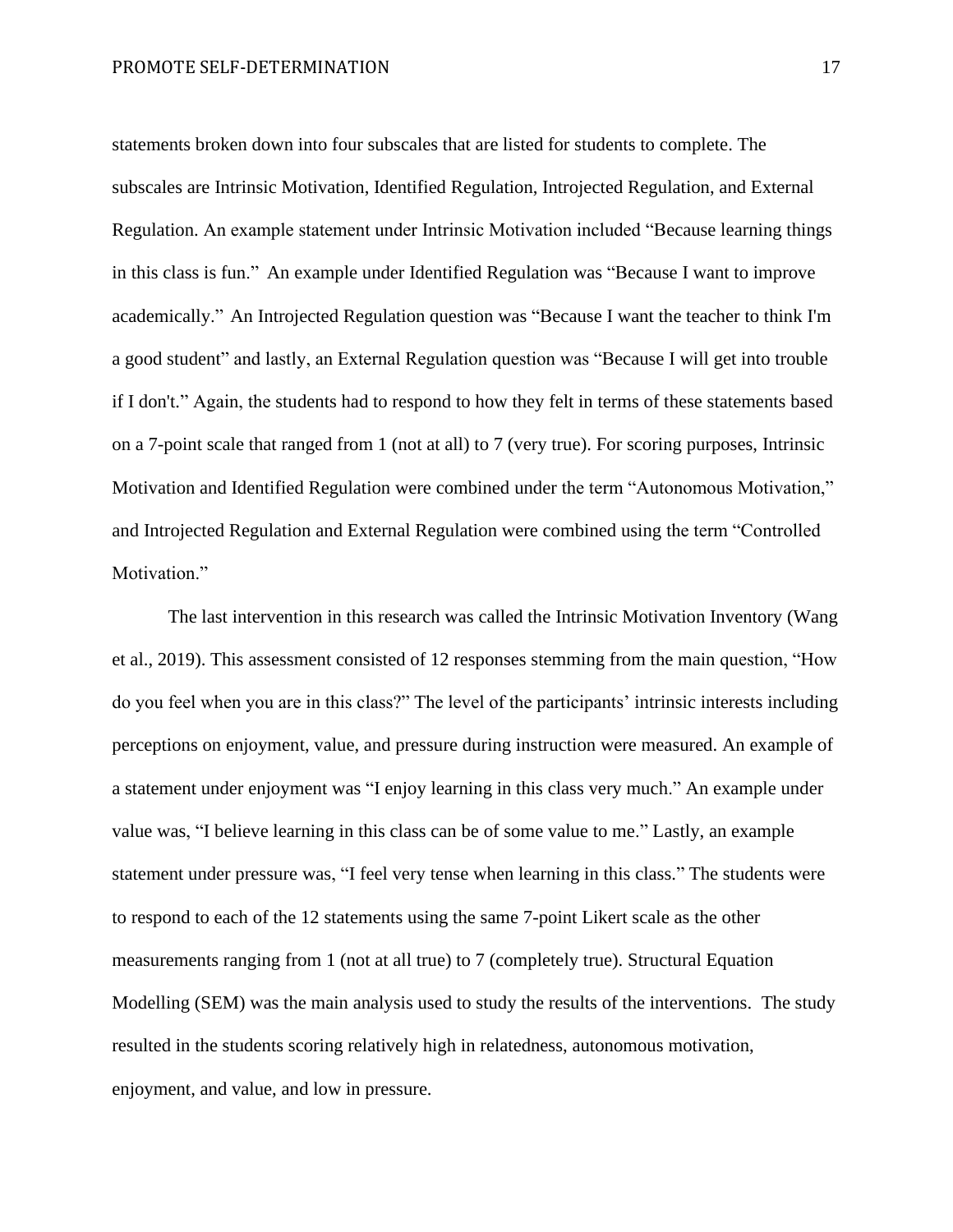statements broken down into four subscales that are listed for students to complete. The subscales are Intrinsic Motivation, Identified Regulation, Introjected Regulation, and External Regulation. An example statement under Intrinsic Motivation included “Because learning things in this class is fun.” An example under Identified Regulation was “Because I want to improve academically.” An Introjected Regulation question was “Because I want the teacher to think I'm a good student” and lastly, an External Regulation question was “Because I will get into trouble if I don't.” Again, the students had to respond to how they felt in terms of these statements based on a 7-point scale that ranged from 1 (not at all) to 7 (very true). For scoring purposes, Intrinsic Motivation and Identified Regulation were combined under the term “Autonomous Motivation,” and Introjected Regulation and External Regulation were combined using the term “Controlled Motivation.”

The last intervention in this research was called the Intrinsic Motivation Inventory (Wang et al., 2019). This assessment consisted of 12 responses stemming from the main question, “How do you feel when you are in this class?” The level of the participants' intrinsic interests including perceptions on enjoyment, value, and pressure during instruction were measured. An example of a statement under enjoyment was “I enjoy learning in this class very much.” An example under value was, “I believe learning in this class can be of some value to me.” Lastly, an example statement under pressure was, “I feel very tense when learning in this class.” The students were to respond to each of the 12 statements using the same 7-point Likert scale as the other measurements ranging from 1 (not at all true) to 7 (completely true). Structural Equation Modelling (SEM) was the main analysis used to study the results of the interventions. The study resulted in the students scoring relatively high in relatedness, autonomous motivation, enjoyment, and value, and low in pressure.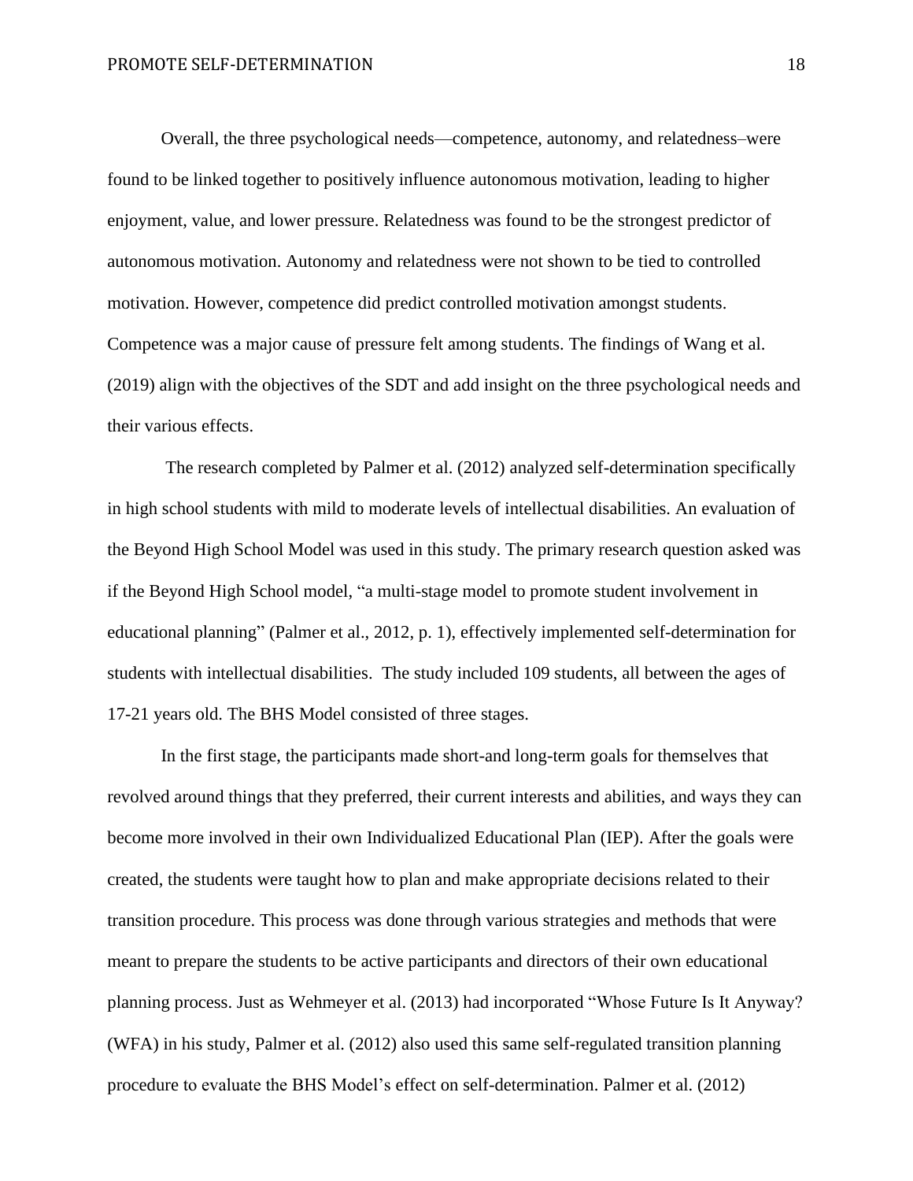Overall, the three psychological needs—competence, autonomy, and relatedness–were found to be linked together to positively influence autonomous motivation, leading to higher enjoyment, value, and lower pressure. Relatedness was found to be the strongest predictor of autonomous motivation. Autonomy and relatedness were not shown to be tied to controlled motivation. However, competence did predict controlled motivation amongst students. Competence was a major cause of pressure felt among students. The findings of Wang et al. (2019) align with the objectives of the SDT and add insight on the three psychological needs and their various effects.

The research completed by Palmer et al. (2012) analyzed self-determination specifically in high school students with mild to moderate levels of intellectual disabilities. An evaluation of the Beyond High School Model was used in this study. The primary research question asked was if the Beyond High School model, "a multi-stage model to promote student involvement in educational planning" (Palmer et al., 2012, p. 1), effectively implemented self-determination for students with intellectual disabilities. The study included 109 students, all between the ages of 17-21 years old. The BHS Model consisted of three stages.

In the first stage, the participants made short-and long-term goals for themselves that revolved around things that they preferred, their current interests and abilities, and ways they can become more involved in their own Individualized Educational Plan (IEP). After the goals were created, the students were taught how to plan and make appropriate decisions related to their transition procedure. This process was done through various strategies and methods that were meant to prepare the students to be active participants and directors of their own educational planning process. Just as Wehmeyer et al. (2013) had incorporated "Whose Future Is It Anyway? (WFA) in his study, Palmer et al. (2012) also used this same self-regulated transition planning procedure to evaluate the BHS Model's effect on self-determination. Palmer et al. (2012)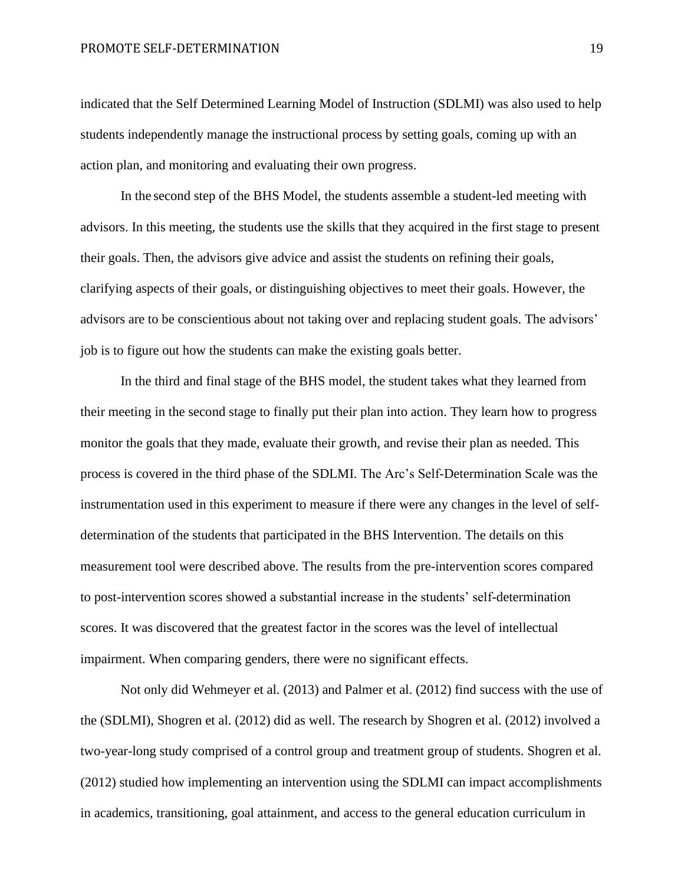indicated that the Self Determined Learning Model of Instruction (SDLMI) was also used to help students independently manage the instructional process by setting goals, coming up with an action plan, and monitoring and evaluating their own progress.

In the second step of the BHS Model, the students assemble a student-led meeting with advisors. In this meeting, the students use the skills that they acquired in the first stage to present their goals. Then, the advisors give advice and assist the students on refining their goals, clarifying aspects of their goals, or distinguishing objectives to meet their goals. However, the advisors are to be conscientious about not taking over and replacing student goals. The advisors' job is to figure out how the students can make the existing goals better.

In the third and final stage of the BHS model, the student takes what they learned from their meeting in the second stage to finally put their plan into action. They learn how to progress monitor the goals that they made, evaluate their growth, and revise their plan as needed. This process is covered in the third phase of the SDLMI. The Arc's Self-Determination Scale was the instrumentation used in this experiment to measure if there were any changes in the level of self-determination of the students that participated in the BHS Intervention. The details on this measurement tool were described above. The results from the pre-intervention scores compared to post-intervention scores showed a substantial increase in the students' self-determination scores. It was discovered that the greatest factor in the scores was the level of intellectual impairment. When comparing genders, there were no significant effects.

Not only did Wehmeyer et al. (2013) and Palmer et al. (2012) find success with the use of the (SDLMI), Shogren et al. (2012) did as well. The research by Shogren et al. (2012) involved a two-year-long study comprised of a control group and treatment group of students. Shogren et al. (2012) studied how implementing an intervention using the SDLMI can impact accomplishments in academics, transitioning, goal attainment, and access to the general education curriculum in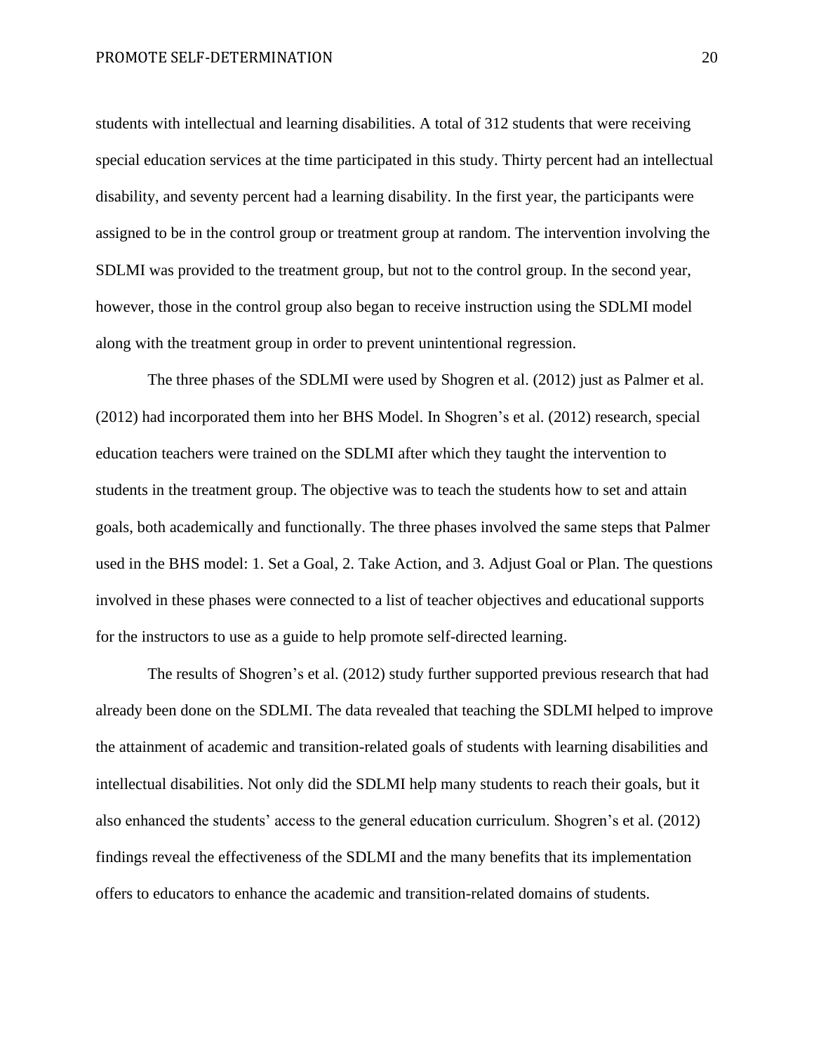students with intellectual and learning disabilities. A total of 312 students that were receiving special education services at the time participated in this study. Thirty percent had an intellectual disability, and seventy percent had a learning disability. In the first year, the participants were assigned to be in the control group or treatment group at random. The intervention involving the SDLMI was provided to the treatment group, but not to the control group. In the second year, however, those in the control group also began to receive instruction using the SDLMI model along with the treatment group in order to prevent unintentional regression.

The three phases of the SDLMI were used by Shogren et al. (2012) just as Palmer et al. (2012) had incorporated them into her BHS Model. In Shogren's et al. (2012) research, special education teachers were trained on the SDLMI after which they taught the intervention to students in the treatment group. The objective was to teach the students how to set and attain goals, both academically and functionally. The three phases involved the same steps that Palmer used in the BHS model: 1. Set a Goal, 2. Take Action, and 3. Adjust Goal or Plan. The questions involved in these phases were connected to a list of teacher objectives and educational supports for the instructors to use as a guide to help promote self-directed learning.

The results of Shogren's et al. (2012) study further supported previous research that had already been done on the SDLMI. The data revealed that teaching the SDLMI helped to improve the attainment of academic and transition-related goals of students with learning disabilities and intellectual disabilities. Not only did the SDLMI help many students to reach their goals, but it also enhanced the students' access to the general education curriculum. Shogren's et al. (2012) findings reveal the effectiveness of the SDLMI and the many benefits that its implementation offers to educators to enhance the academic and transition-related domains of students.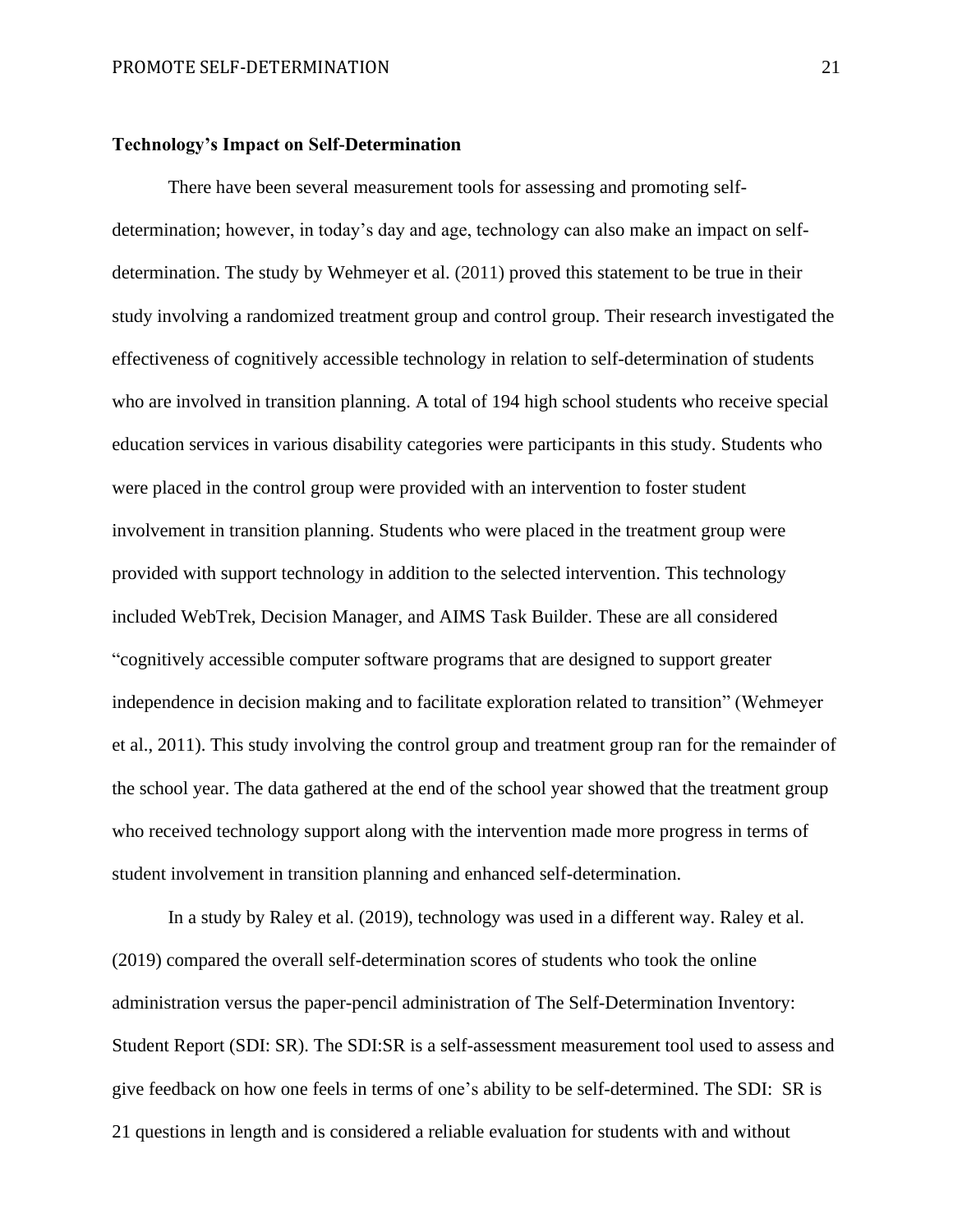**Technology's Impact on Self-Determination**

There have been several measurement tools for assessing and promoting self-determination; however, in today's day and age, technology can also make an impact on self-determination. The study by Wehmeyer et al. (2011) proved this statement to be true in their study involving a randomized treatment group and control group. Their research investigated the effectiveness of cognitively accessible technology in relation to self-determination of students who are involved in transition planning. A total of 194 high school students who receive special education services in various disability categories were participants in this study. Students who were placed in the control group were provided with an intervention to foster student involvement in transition planning. Students who were placed in the treatment group were provided with support technology in addition to the selected intervention. This technology included WebTrek, Decision Manager, and AIMS Task Builder. These are all considered "cognitively accessible computer software programs that are designed to support greater independence in decision making and to facilitate exploration related to transition" (Wehmeyer et al., 2011). This study involving the control group and treatment group ran for the remainder of the school year. The data gathered at the end of the school year showed that the treatment group who received technology support along with the intervention made more progress in terms of student involvement in transition planning and enhanced self-determination.

In a study by Raley et al. (2019), technology was used in a different way. Raley et al. (2019) compared the overall self-determination scores of students who took the online administration versus the paper-pencil administration of The Self-Determination Inventory: Student Report (SDI: SR). The SDI:SR is a self-assessment measurement tool used to assess and give feedback on how one feels in terms of one's ability to be self-determined. The SDI:  SR is 21 questions in length and is considered a reliable evaluation for students with and without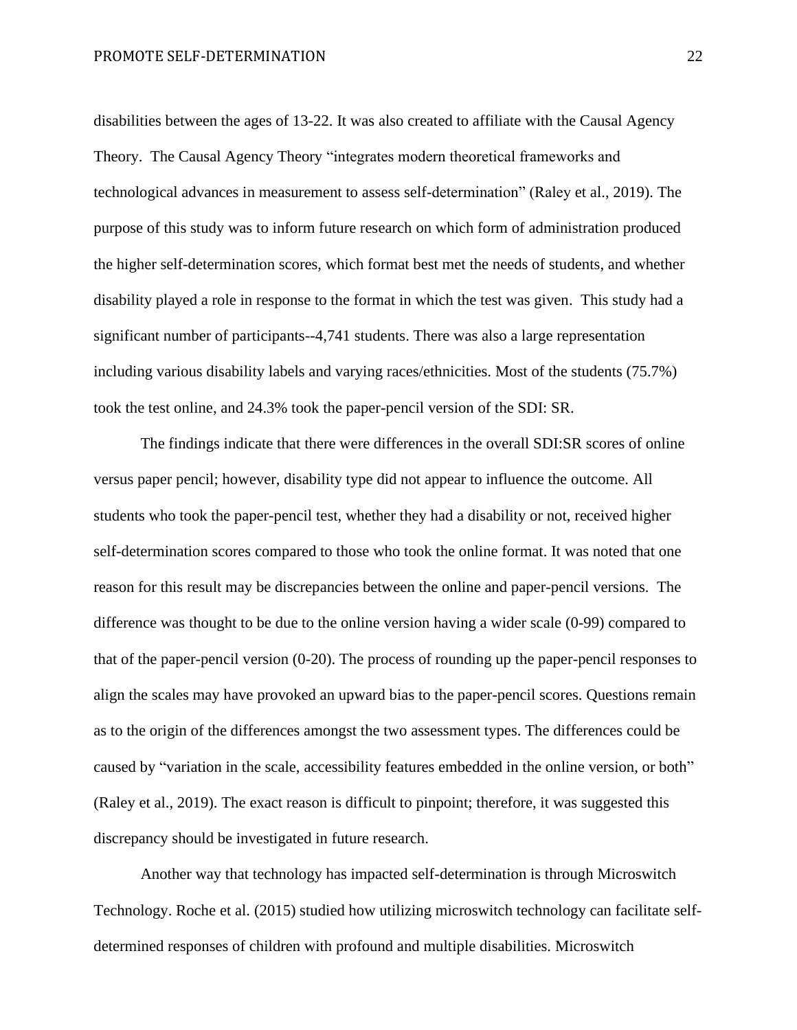disabilities between the ages of 13-22. It was also created to affiliate with the Causal Agency Theory. The Causal Agency Theory "integrates modern theoretical frameworks and technological advances in measurement to assess self-determination" (Raley et al., 2019). The purpose of this study was to inform future research on which form of administration produced the higher self-determination scores, which format best met the needs of students, and whether disability played a role in response to the format in which the test was given. This study had a significant number of participants--4,741 students. There was also a large representation including various disability labels and varying races/ethnicities. Most of the students (75.7%) took the test online, and 24.3% took the paper-pencil version of the SDI: SR.

The findings indicate that there were differences in the overall SDI:SR scores of online versus paper pencil; however, disability type did not appear to influence the outcome. All students who took the paper-pencil test, whether they had a disability or not, received higher self-determination scores compared to those who took the online format. It was noted that one reason for this result may be discrepancies between the online and paper-pencil versions. The difference was thought to be due to the online version having a wider scale (0-99) compared to that of the paper-pencil version (0-20). The process of rounding up the paper-pencil responses to align the scales may have provoked an upward bias to the paper-pencil scores. Questions remain as to the origin of the differences amongst the two assessment types. The differences could be caused by "variation in the scale, accessibility features embedded in the online version, or both" (Raley et al., 2019). The exact reason is difficult to pinpoint; therefore, it was suggested this discrepancy should be investigated in future research.

Another way that technology has impacted self-determination is through Microswitch Technology. Roche et al. (2015) studied how utilizing microswitch technology can facilitate self-determined responses of children with profound and multiple disabilities. Microswitch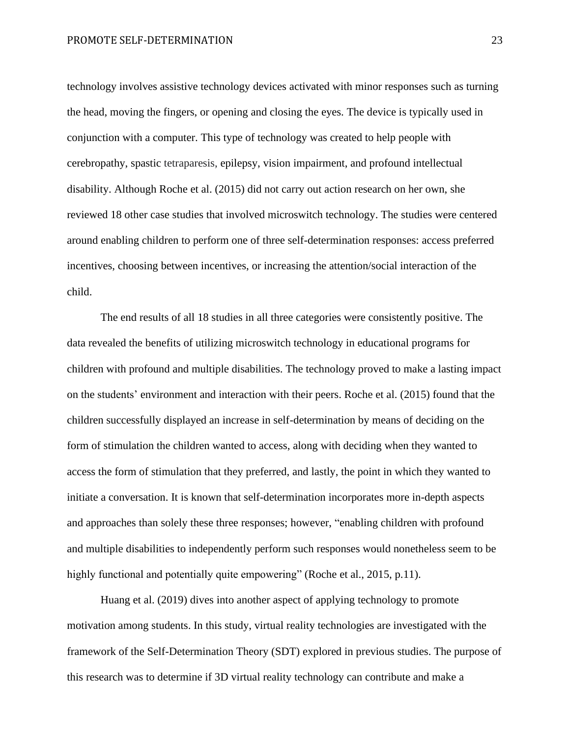technology involves assistive technology devices activated with minor responses such as turning the head, moving the fingers, or opening and closing the eyes. The device is typically used in conjunction with a computer. This type of technology was created to help people with cerebropathy, spastic tetraparesis, epilepsy, vision impairment, and profound intellectual disability. Although Roche et al. (2015) did not carry out action research on her own, she reviewed 18 other case studies that involved microswitch technology. The studies were centered around enabling children to perform one of three self-determination responses: access preferred incentives, choosing between incentives, or increasing the attention/social interaction of the child.

The end results of all 18 studies in all three categories were consistently positive. The data revealed the benefits of utilizing microswitch technology in educational programs for children with profound and multiple disabilities. The technology proved to make a lasting impact on the students' environment and interaction with their peers. Roche et al. (2015) found that the children successfully displayed an increase in self-determination by means of deciding on the form of stimulation the children wanted to access, along with deciding when they wanted to access the form of stimulation that they preferred, and lastly, the point in which they wanted to initiate a conversation. It is known that self-determination incorporates more in-depth aspects and approaches than solely these three responses; however, "enabling children with profound and multiple disabilities to independently perform such responses would nonetheless seem to be highly functional and potentially quite empowering" (Roche et al., 2015, p.11).

Huang et al. (2019) dives into another aspect of applying technology to promote motivation among students. In this study, virtual reality technologies are investigated with the framework of the Self-Determination Theory (SDT) explored in previous studies. The purpose of this research was to determine if 3D virtual reality technology can contribute and make a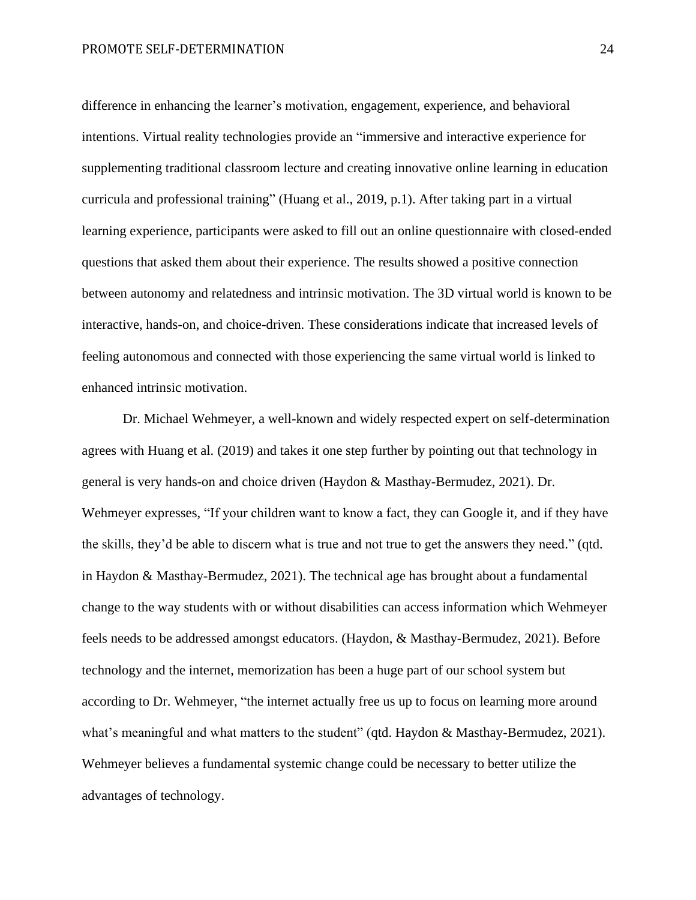difference in enhancing the learner's motivation, engagement, experience, and behavioral intentions. Virtual reality technologies provide an "immersive and interactive experience for supplementing traditional classroom lecture and creating innovative online learning in education curricula and professional training" (Huang et al., 2019, p.1). After taking part in a virtual learning experience, participants were asked to fill out an online questionnaire with closed-ended questions that asked them about their experience. The results showed a positive connection between autonomy and relatedness and intrinsic motivation. The 3D virtual world is known to be interactive, hands-on, and choice-driven. These considerations indicate that increased levels of feeling autonomous and connected with those experiencing the same virtual world is linked to enhanced intrinsic motivation.

Dr. Michael Wehmeyer, a well-known and widely respected expert on self-determination agrees with Huang et al. (2019) and takes it one step further by pointing out that technology in general is very hands-on and choice driven (Haydon & Masthay-Bermudez, 2021). Dr. Wehmeyer expresses, "If your children want to know a fact, they can Google it, and if they have the skills, they'd be able to discern what is true and not true to get the answers they need." (qtd. in Haydon & Masthay-Bermudez, 2021). The technical age has brought about a fundamental change to the way students with or without disabilities can access information which Wehmeyer feels needs to be addressed amongst educators. (Haydon, & Masthay-Bermudez, 2021). Before technology and the internet, memorization has been a huge part of our school system but according to Dr. Wehmeyer, "the internet actually free us up to focus on learning more around what's meaningful and what matters to the student" (qtd. Haydon & Masthay-Bermudez, 2021). Wehmeyer believes a fundamental systemic change could be necessary to better utilize the advantages of technology.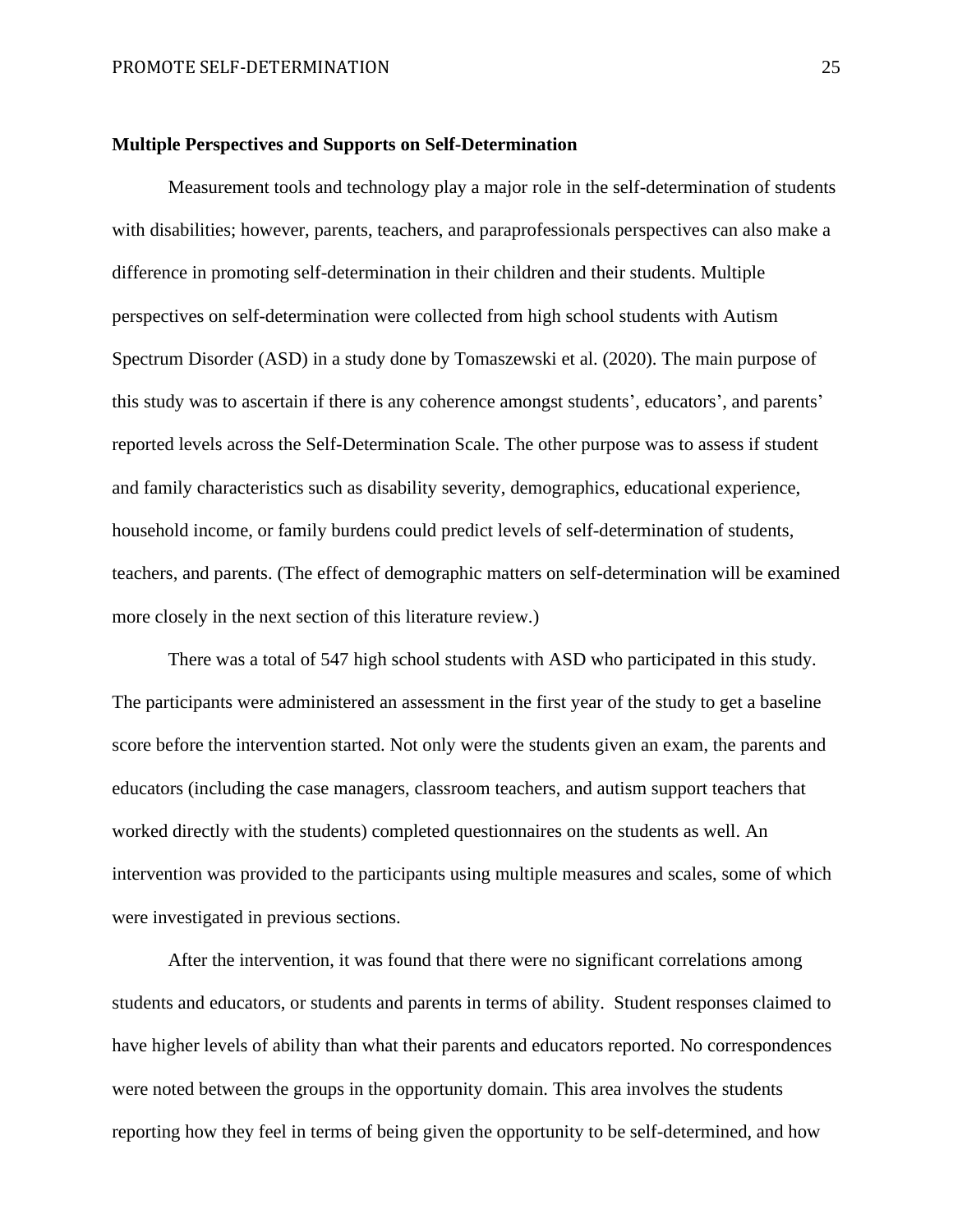**Multiple Perspectives and Supports on Self-Determination**

Measurement tools and technology play a major role in the self-determination of students with disabilities; however, parents, teachers, and paraprofessionals perspectives can also make a difference in promoting self-determination in their children and their students. Multiple perspectives on self-determination were collected from high school students with Autism Spectrum Disorder (ASD) in a study done by Tomaszewski et al. (2020). The main purpose of this study was to ascertain if there is any coherence amongst students', educators', and parents' reported levels across the Self-Determination Scale. The other purpose was to assess if student and family characteristics such as disability severity, demographics, educational experience, household income, or family burdens could predict levels of self-determination of students, teachers, and parents. (The effect of demographic matters on self-determination will be examined more closely in the next section of this literature review.)

There was a total of 547 high school students with ASD who participated in this study. The participants were administered an assessment in the first year of the study to get a baseline score before the intervention started. Not only were the students given an exam, the parents and educators (including the case managers, classroom teachers, and autism support teachers that worked directly with the students) completed questionnaires on the students as well. An intervention was provided to the participants using multiple measures and scales, some of which were investigated in previous sections.

After the intervention, it was found that there were no significant correlations among students and educators, or students and parents in terms of ability. Student responses claimed to have higher levels of ability than what their parents and educators reported. No correspondences were noted between the groups in the opportunity domain. This area involves the students reporting how they feel in terms of being given the opportunity to be self-determined, and how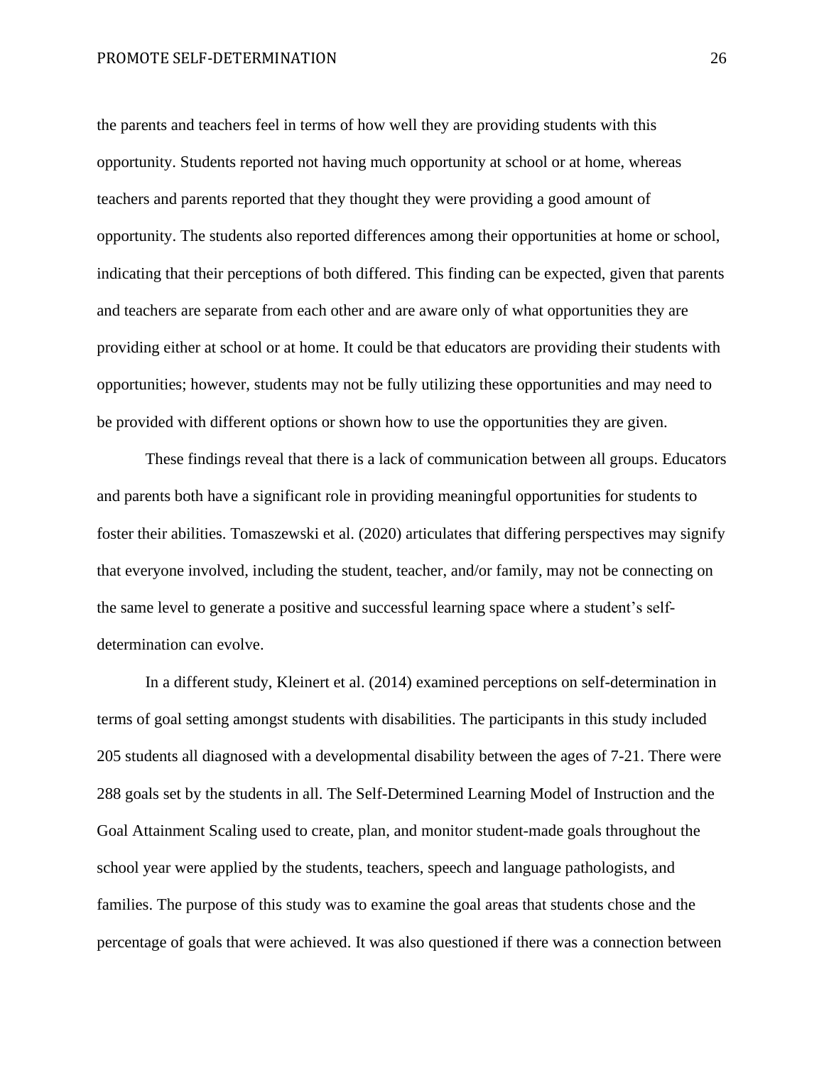the parents and teachers feel in terms of how well they are providing students with this opportunity. Students reported not having much opportunity at school or at home, whereas teachers and parents reported that they thought they were providing a good amount of opportunity. The students also reported differences among their opportunities at home or school, indicating that their perceptions of both differed. This finding can be expected, given that parents and teachers are separate from each other and are aware only of what opportunities they are providing either at school or at home. It could be that educators are providing their students with opportunities; however, students may not be fully utilizing these opportunities and may need to be provided with different options or shown how to use the opportunities they are given.

These findings reveal that there is a lack of communication between all groups. Educators and parents both have a significant role in providing meaningful opportunities for students to foster their abilities. Tomaszewski et al. (2020) articulates that differing perspectives may signify that everyone involved, including the student, teacher, and/or family, may not be connecting on the same level to generate a positive and successful learning space where a student's self-determination can evolve.

In a different study, Kleinert et al. (2014) examined perceptions on self-determination in terms of goal setting amongst students with disabilities. The participants in this study included 205 students all diagnosed with a developmental disability between the ages of 7-21. There were 288 goals set by the students in all. The Self-Determined Learning Model of Instruction and the Goal Attainment Scaling used to create, plan, and monitor student-made goals throughout the school year were applied by the students, teachers, speech and language pathologists, and families. The purpose of this study was to examine the goal areas that students chose and the percentage of goals that were achieved. It was also questioned if there was a connection between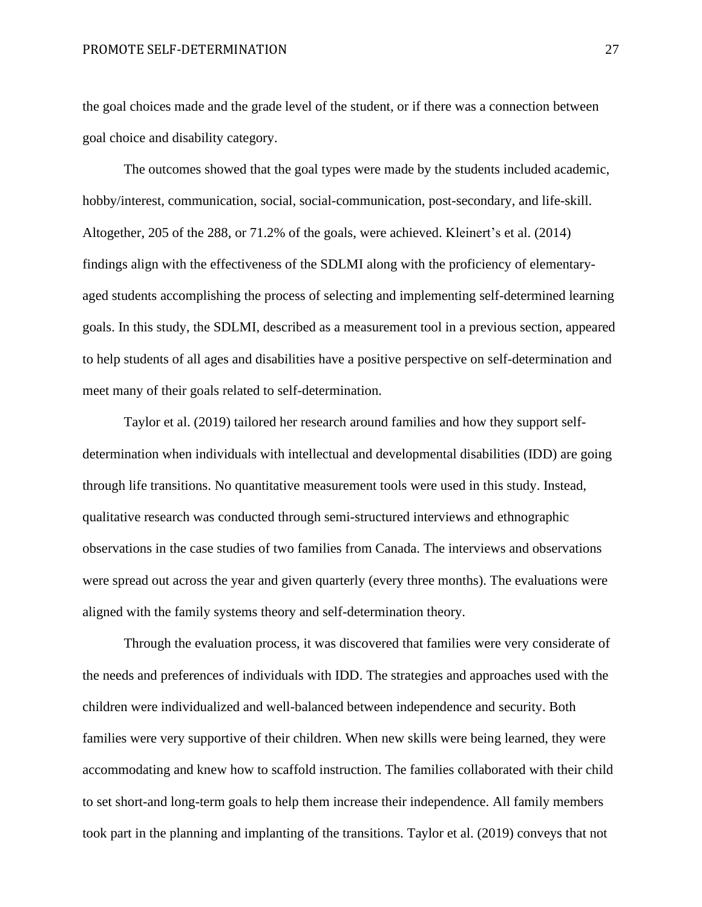the goal choices made and the grade level of the student, or if there was a connection between goal choice and disability category.

The outcomes showed that the goal types were made by the students included academic, hobby/interest, communication, social, social-communication, post-secondary, and life-skill. Altogether, 205 of the 288, or 71.2% of the goals, were achieved. Kleinert's et al. (2014) findings align with the effectiveness of the SDLMI along with the proficiency of elementary-aged students accomplishing the process of selecting and implementing self-determined learning goals. In this study, the SDLMI, described as a measurement tool in a previous section, appeared to help students of all ages and disabilities have a positive perspective on self-determination and meet many of their goals related to self-determination.

Taylor et al. (2019) tailored her research around families and how they support self-determination when individuals with intellectual and developmental disabilities (IDD) are going through life transitions. No quantitative measurement tools were used in this study. Instead, qualitative research was conducted through semi-structured interviews and ethnographic observations in the case studies of two families from Canada. The interviews and observations were spread out across the year and given quarterly (every three months). The evaluations were aligned with the family systems theory and self-determination theory.

Through the evaluation process, it was discovered that families were very considerate of the needs and preferences of individuals with IDD. The strategies and approaches used with the children were individualized and well-balanced between independence and security. Both families were very supportive of their children. When new skills were being learned, they were accommodating and knew how to scaffold instruction. The families collaborated with their child to set short-and long-term goals to help them increase their independence. All family members took part in the planning and implanting of the transitions. Taylor et al. (2019) conveys that not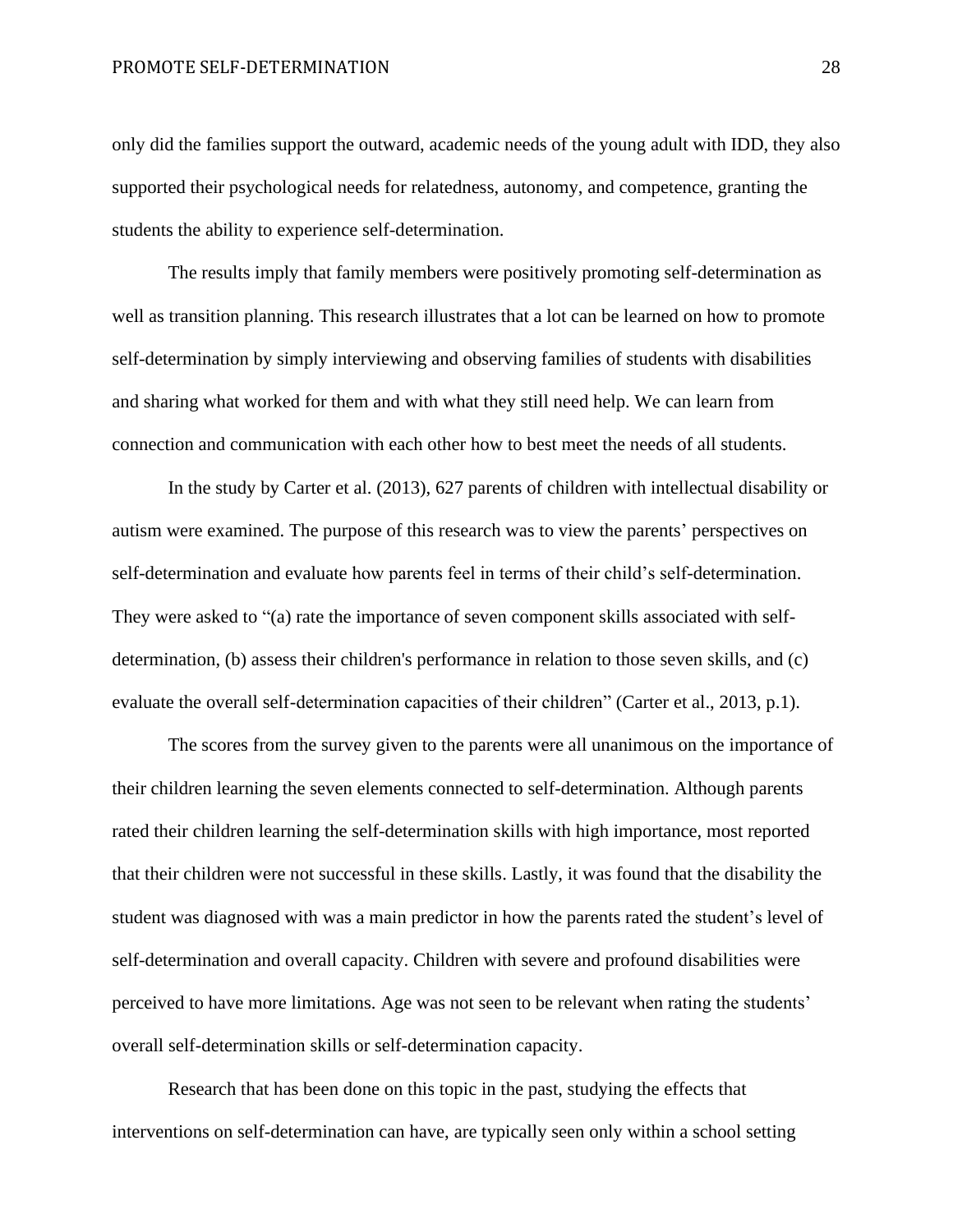only did the families support the outward, academic needs of the young adult with IDD, they also supported their psychological needs for relatedness, autonomy, and competence, granting the students the ability to experience self-determination.

The results imply that family members were positively promoting self-determination as well as transition planning. This research illustrates that a lot can be learned on how to promote self-determination by simply interviewing and observing families of students with disabilities and sharing what worked for them and with what they still need help. We can learn from connection and communication with each other how to best meet the needs of all students.

In the study by Carter et al. (2013), 627 parents of children with intellectual disability or autism were examined. The purpose of this research was to view the parents' perspectives on self-determination and evaluate how parents feel in terms of their child's self-determination. They were asked to "(a) rate the importance of seven component skills associated with self-determination, (b) assess their children's performance in relation to those seven skills, and (c) evaluate the overall self-determination capacities of their children" (Carter et al., 2013, p.1).

The scores from the survey given to the parents were all unanimous on the importance of their children learning the seven elements connected to self-determination. Although parents rated their children learning the self-determination skills with high importance, most reported that their children were not successful in these skills. Lastly, it was found that the disability the student was diagnosed with was a main predictor in how the parents rated the student's level of self-determination and overall capacity. Children with severe and profound disabilities were perceived to have more limitations. Age was not seen to be relevant when rating the students' overall self-determination skills or self-determination capacity.

Research that has been done on this topic in the past, studying the effects that interventions on self-determination can have, are typically seen only within a school setting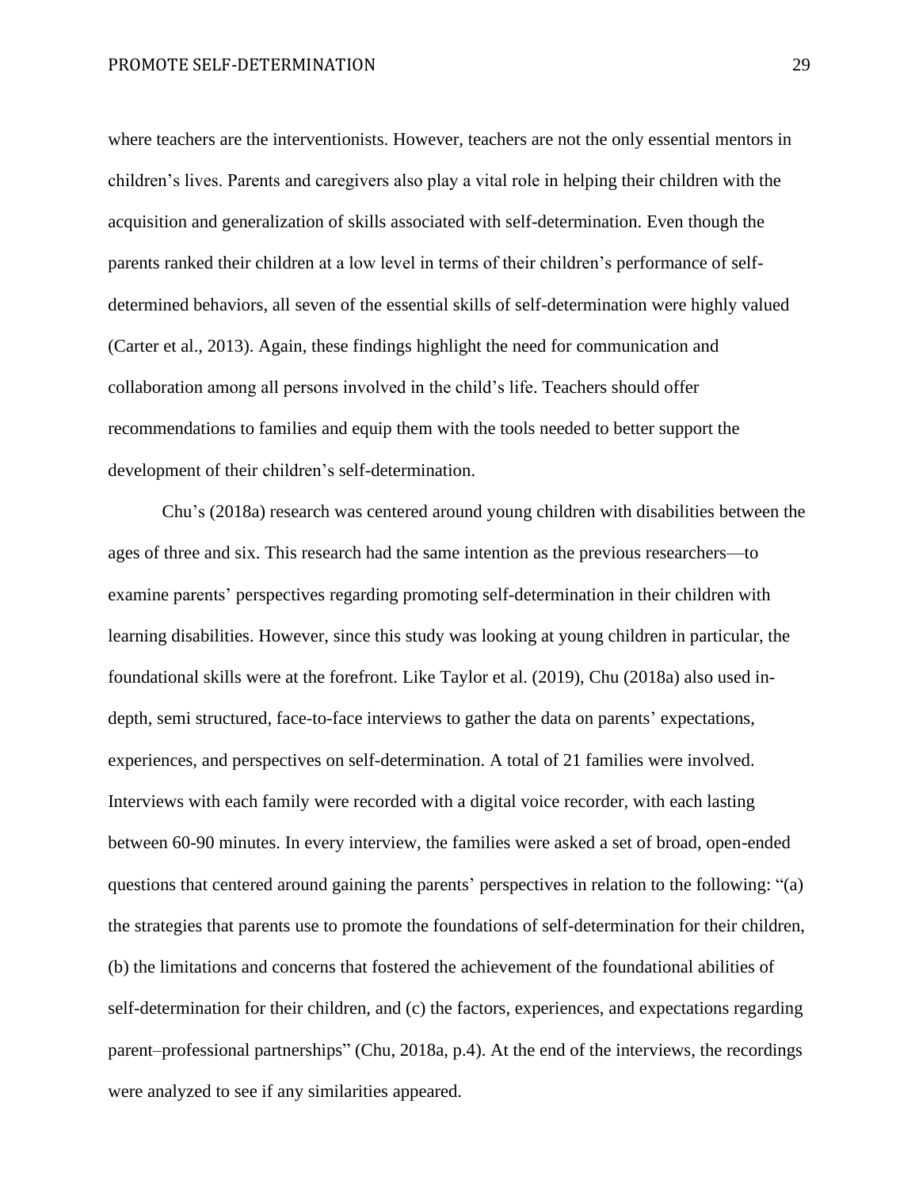where teachers are the interventionists. However, teachers are not the only essential mentors in children's lives. Parents and caregivers also play a vital role in helping their children with the acquisition and generalization of skills associated with self-determination. Even though the parents ranked their children at a low level in terms of their children's performance of self-determined behaviors, all seven of the essential skills of self-determination were highly valued (Carter et al., 2013). Again, these findings highlight the need for communication and collaboration among all persons involved in the child's life. Teachers should offer recommendations to families and equip them with the tools needed to better support the development of their children's self-determination.

Chu's (2018a) research was centered around young children with disabilities between the ages of three and six. This research had the same intention as the previous researchers—to examine parents' perspectives regarding promoting self-determination in their children with learning disabilities. However, since this study was looking at young children in particular, the foundational skills were at the forefront. Like Taylor et al. (2019), Chu (2018a) also used in-depth, semi structured, face-to-face interviews to gather the data on parents' expectations, experiences, and perspectives on self-determination. A total of 21 families were involved. Interviews with each family were recorded with a digital voice recorder, with each lasting between 60-90 minutes. In every interview, the families were asked a set of broad, open-ended questions that centered around gaining the parents' perspectives in relation to the following: "(a) the strategies that parents use to promote the foundations of self-determination for their children, (b) the limitations and concerns that fostered the achievement of the foundational abilities of self-determination for their children, and (c) the factors, experiences, and expectations regarding parent–professional partnerships" (Chu, 2018a, p.4). At the end of the interviews, the recordings were analyzed to see if any similarities appeared.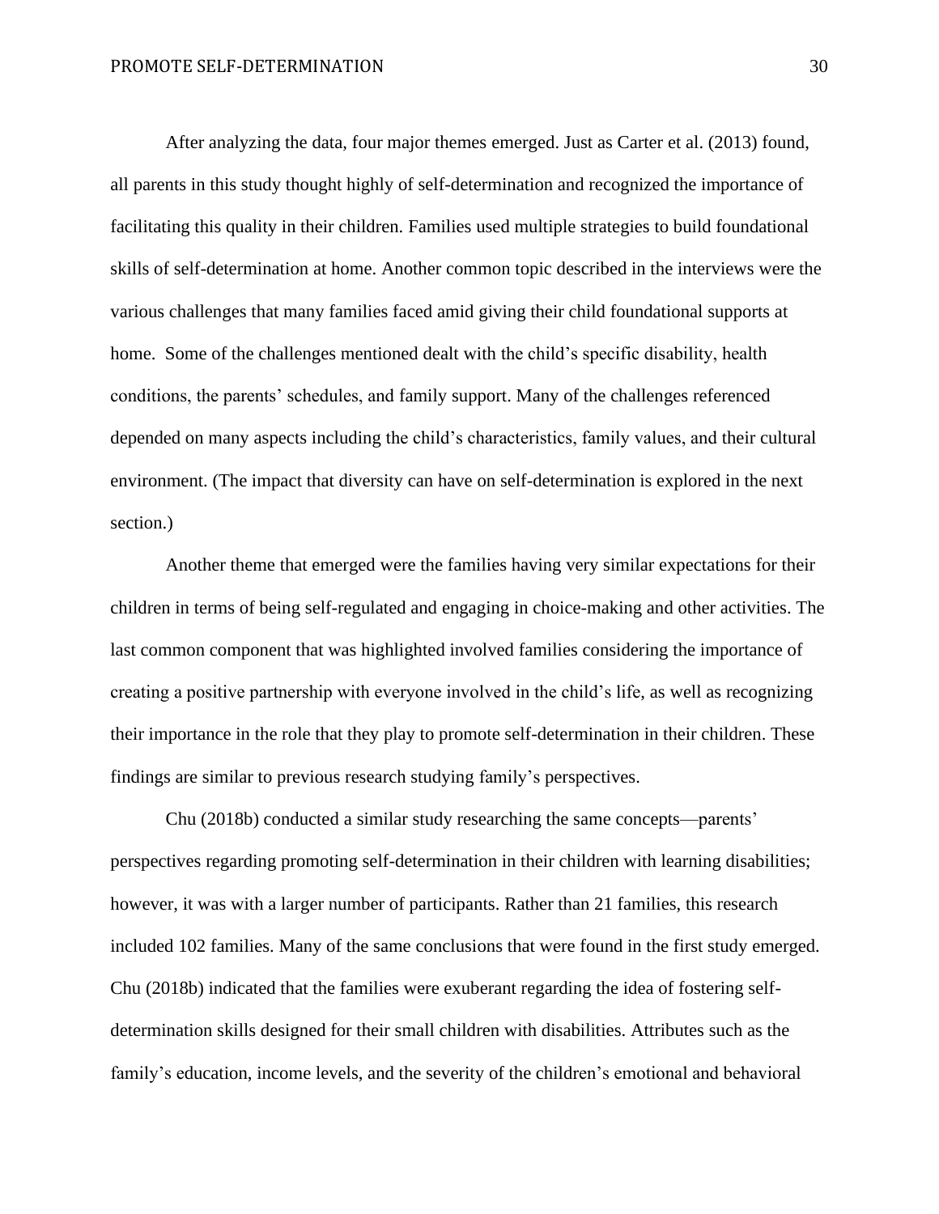After analyzing the data, four major themes emerged. Just as Carter et al. (2013) found, all parents in this study thought highly of self-determination and recognized the importance of facilitating this quality in their children. Families used multiple strategies to build foundational skills of self-determination at home. Another common topic described in the interviews were the various challenges that many families faced amid giving their child foundational supports at home. Some of the challenges mentioned dealt with the child's specific disability, health conditions, the parents' schedules, and family support. Many of the challenges referenced depended on many aspects including the child's characteristics, family values, and their cultural environment. (The impact that diversity can have on self-determination is explored in the next section.)

Another theme that emerged were the families having very similar expectations for their children in terms of being self-regulated and engaging in choice-making and other activities. The last common component that was highlighted involved families considering the importance of creating a positive partnership with everyone involved in the child's life, as well as recognizing their importance in the role that they play to promote self-determination in their children. These findings are similar to previous research studying family's perspectives.

Chu (2018b) conducted a similar study researching the same concepts—parents' perspectives regarding promoting self-determination in their children with learning disabilities; however, it was with a larger number of participants. Rather than 21 families, this research included 102 families. Many of the same conclusions that were found in the first study emerged. Chu (2018b) indicated that the families were exuberant regarding the idea of fostering self-determination skills designed for their small children with disabilities. Attributes such as the family's education, income levels, and the severity of the children's emotional and behavioral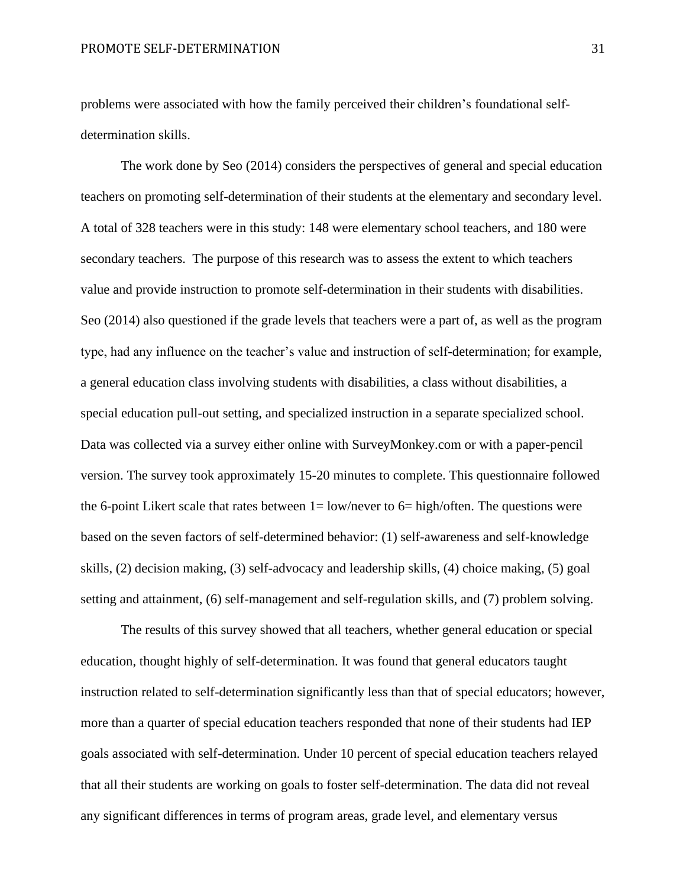problems were associated with how the family perceived their children's foundational self-determination skills.

The work done by Seo (2014) considers the perspectives of general and special education teachers on promoting self-determination of their students at the elementary and secondary level. A total of 328 teachers were in this study: 148 were elementary school teachers, and 180 were secondary teachers. The purpose of this research was to assess the extent to which teachers value and provide instruction to promote self-determination in their students with disabilities. Seo (2014) also questioned if the grade levels that teachers were a part of, as well as the program type, had any influence on the teacher's value and instruction of self-determination; for example, a general education class involving students with disabilities, a class without disabilities, a special education pull-out setting, and specialized instruction in a separate specialized school. Data was collected via a survey either online with SurveyMonkey.com or with a paper-pencil version. The survey took approximately 15-20 minutes to complete. This questionnaire followed the 6-point Likert scale that rates between 1= low/never to 6= high/often. The questions were based on the seven factors of self-determined behavior: (1) self-awareness and self-knowledge skills, (2) decision making, (3) self-advocacy and leadership skills, (4) choice making, (5) goal setting and attainment, (6) self-management and self-regulation skills, and (7) problem solving.

The results of this survey showed that all teachers, whether general education or special education, thought highly of self-determination. It was found that general educators taught instruction related to self-determination significantly less than that of special educators; however, more than a quarter of special education teachers responded that none of their students had IEP goals associated with self-determination. Under 10 percent of special education teachers relayed that all their students are working on goals to foster self-determination. The data did not reveal any significant differences in terms of program areas, grade level, and elementary versus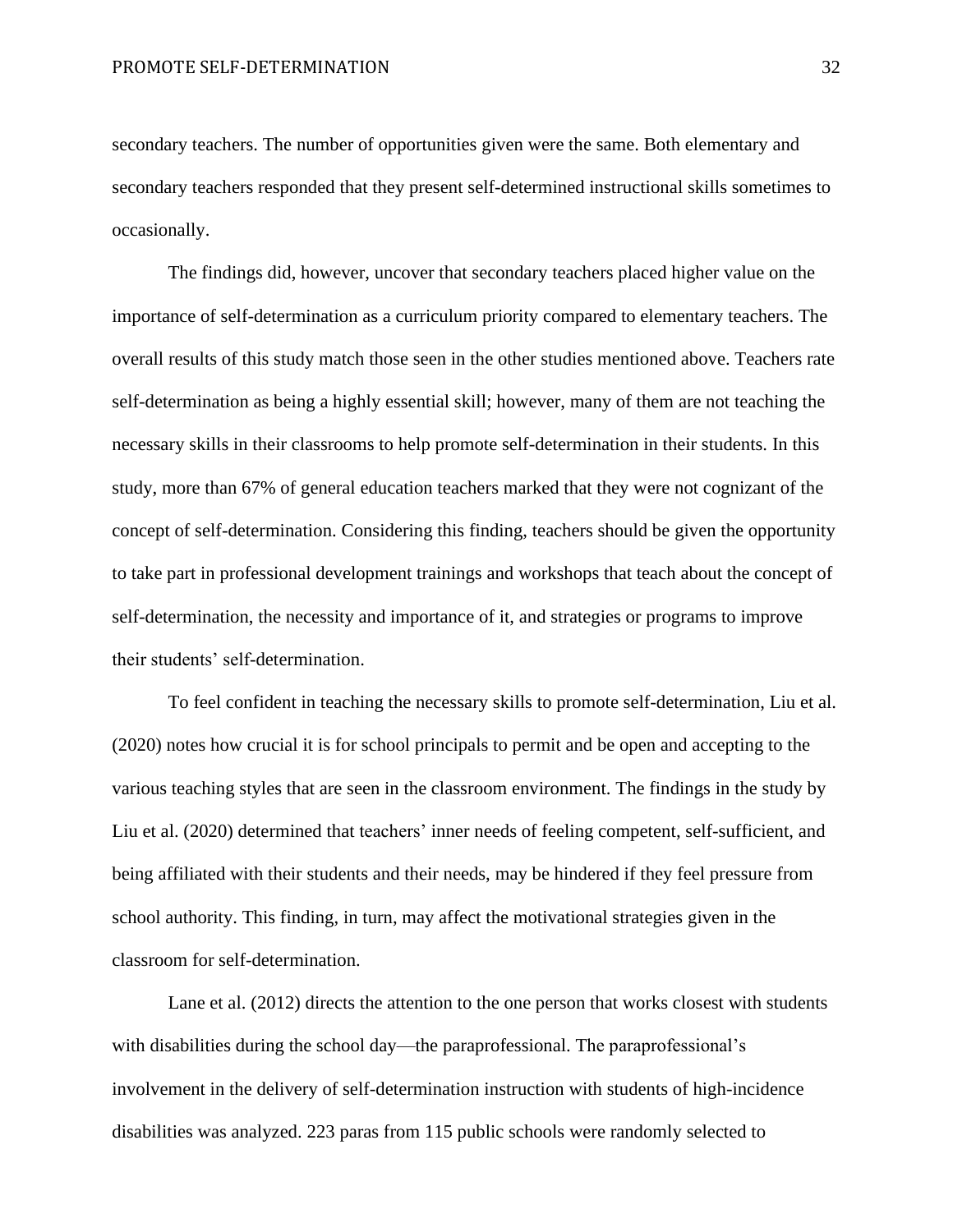secondary teachers. The number of opportunities given were the same. Both elementary and secondary teachers responded that they present self-determined instructional skills sometimes to occasionally.

The findings did, however, uncover that secondary teachers placed higher value on the importance of self-determination as a curriculum priority compared to elementary teachers. The overall results of this study match those seen in the other studies mentioned above. Teachers rate self-determination as being a highly essential skill; however, many of them are not teaching the necessary skills in their classrooms to help promote self-determination in their students. In this study, more than 67% of general education teachers marked that they were not cognizant of the concept of self-determination. Considering this finding, teachers should be given the opportunity to take part in professional development trainings and workshops that teach about the concept of self-determination, the necessity and importance of it, and strategies or programs to improve their students' self-determination.

To feel confident in teaching the necessary skills to promote self-determination, Liu et al. (2020) notes how crucial it is for school principals to permit and be open and accepting to the various teaching styles that are seen in the classroom environment. The findings in the study by Liu et al. (2020) determined that teachers' inner needs of feeling competent, self-sufficient, and being affiliated with their students and their needs, may be hindered if they feel pressure from school authority. This finding, in turn, may affect the motivational strategies given in the classroom for self-determination.

Lane et al. (2012) directs the attention to the one person that works closest with students with disabilities during the school day—the paraprofessional. The paraprofessional's involvement in the delivery of self-determination instruction with students of high-incidence disabilities was analyzed. 223 paras from 115 public schools were randomly selected to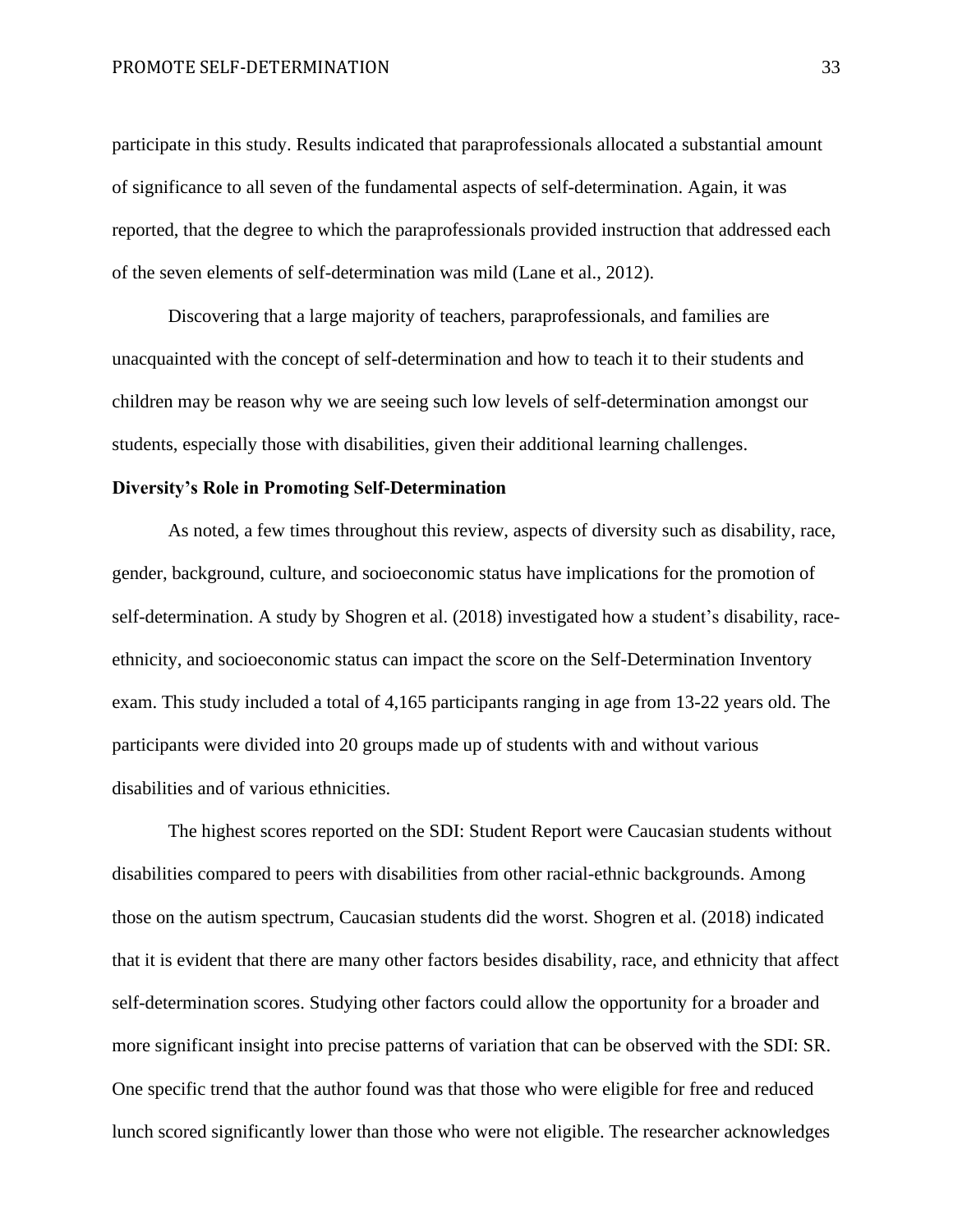participate in this study. Results indicated that paraprofessionals allocated a substantial amount of significance to all seven of the fundamental aspects of self-determination. Again, it was reported, that the degree to which the paraprofessionals provided instruction that addressed each of the seven elements of self-determination was mild (Lane et al., 2012).

Discovering that a large majority of teachers, paraprofessionals, and families are unacquainted with the concept of self-determination and how to teach it to their students and children may be reason why we are seeing such low levels of self-determination amongst our students, especially those with disabilities, given their additional learning challenges.

**Diversity's Role in Promoting Self-Determination**

As noted, a few times throughout this review, aspects of diversity such as disability, race, gender, background, culture, and socioeconomic status have implications for the promotion of self-determination. A study by Shogren et al. (2018) investigated how a student's disability, race-ethnicity, and socioeconomic status can impact the score on the Self-Determination Inventory exam. This study included a total of 4,165 participants ranging in age from 13-22 years old. The participants were divided into 20 groups made up of students with and without various disabilities and of various ethnicities.

The highest scores reported on the SDI: Student Report were Caucasian students without disabilities compared to peers with disabilities from other racial-ethnic backgrounds. Among those on the autism spectrum, Caucasian students did the worst. Shogren et al. (2018) indicated that it is evident that there are many other factors besides disability, race, and ethnicity that affect self-determination scores. Studying other factors could allow the opportunity for a broader and more significant insight into precise patterns of variation that can be observed with the SDI: SR. One specific trend that the author found was that those who were eligible for free and reduced lunch scored significantly lower than those who were not eligible. The researcher acknowledges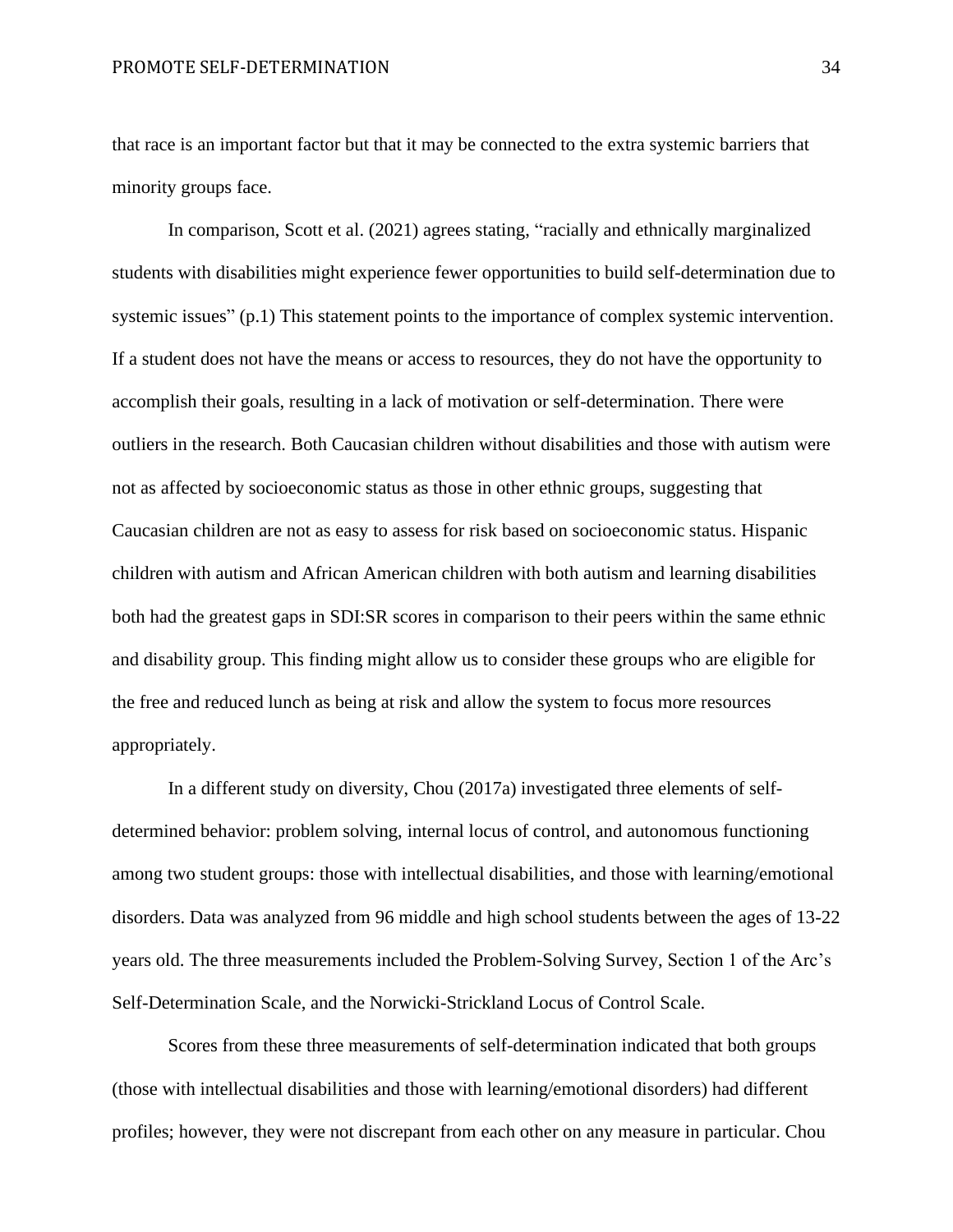that race is an important factor but that it may be connected to the extra systemic barriers that minority groups face.

In comparison, Scott et al. (2021) agrees stating, "racially and ethnically marginalized students with disabilities might experience fewer opportunities to build self-determination due to systemic issues" (p.1) This statement points to the importance of complex systemic intervention. If a student does not have the means or access to resources, they do not have the opportunity to accomplish their goals, resulting in a lack of motivation or self-determination. There were outliers in the research. Both Caucasian children without disabilities and those with autism were not as affected by socioeconomic status as those in other ethnic groups, suggesting that Caucasian children are not as easy to assess for risk based on socioeconomic status. Hispanic children with autism and African American children with both autism and learning disabilities both had the greatest gaps in SDI:SR scores in comparison to their peers within the same ethnic and disability group. This finding might allow us to consider these groups who are eligible for the free and reduced lunch as being at risk and allow the system to focus more resources appropriately.

In a different study on diversity, Chou (2017a) investigated three elements of self-determined behavior: problem solving, internal locus of control, and autonomous functioning among two student groups: those with intellectual disabilities, and those with learning/emotional disorders. Data was analyzed from 96 middle and high school students between the ages of 13-22 years old. The three measurements included the Problem-Solving Survey, Section 1 of the Arc's Self-Determination Scale, and the Norwicki-Strickland Locus of Control Scale.

Scores from these three measurements of self-determination indicated that both groups (those with intellectual disabilities and those with learning/emotional disorders) had different profiles; however, they were not discrepant from each other on any measure in particular. Chou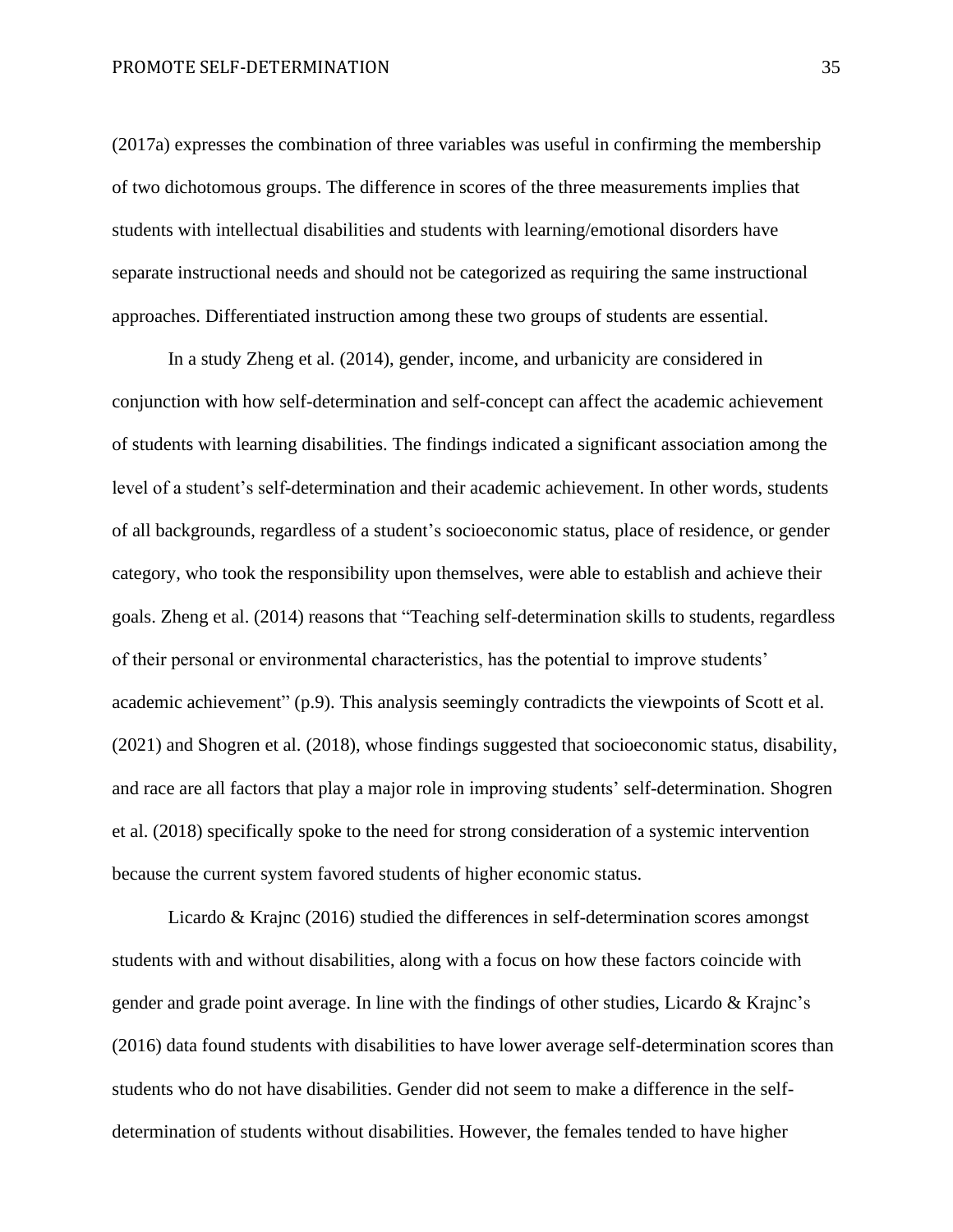(2017a) expresses the combination of three variables was useful in confirming the membership of two dichotomous groups. The difference in scores of the three measurements implies that students with intellectual disabilities and students with learning/emotional disorders have separate instructional needs and should not be categorized as requiring the same instructional approaches. Differentiated instruction among these two groups of students are essential.

In a study Zheng et al. (2014), gender, income, and urbanicity are considered in conjunction with how self-determination and self-concept can affect the academic achievement of students with learning disabilities. The findings indicated a significant association among the level of a student's self-determination and their academic achievement. In other words, students of all backgrounds, regardless of a student's socioeconomic status, place of residence, or gender category, who took the responsibility upon themselves, were able to establish and achieve their goals. Zheng et al. (2014) reasons that "Teaching self-determination skills to students, regardless of their personal or environmental characteristics, has the potential to improve students' academic achievement" (p.9). This analysis seemingly contradicts the viewpoints of Scott et al. (2021) and Shogren et al. (2018), whose findings suggested that socioeconomic status, disability, and race are all factors that play a major role in improving students' self-determination. Shogren et al. (2018) specifically spoke to the need for strong consideration of a systemic intervention because the current system favored students of higher economic status.

Licardo & Krajnc (2016) studied the differences in self-determination scores amongst students with and without disabilities, along with a focus on how these factors coincide with gender and grade point average. In line with the findings of other studies, Licardo & Krajnc's (2016) data found students with disabilities to have lower average self-determination scores than students who do not have disabilities. Gender did not seem to make a difference in the self-determination of students without disabilities. However, the females tended to have higher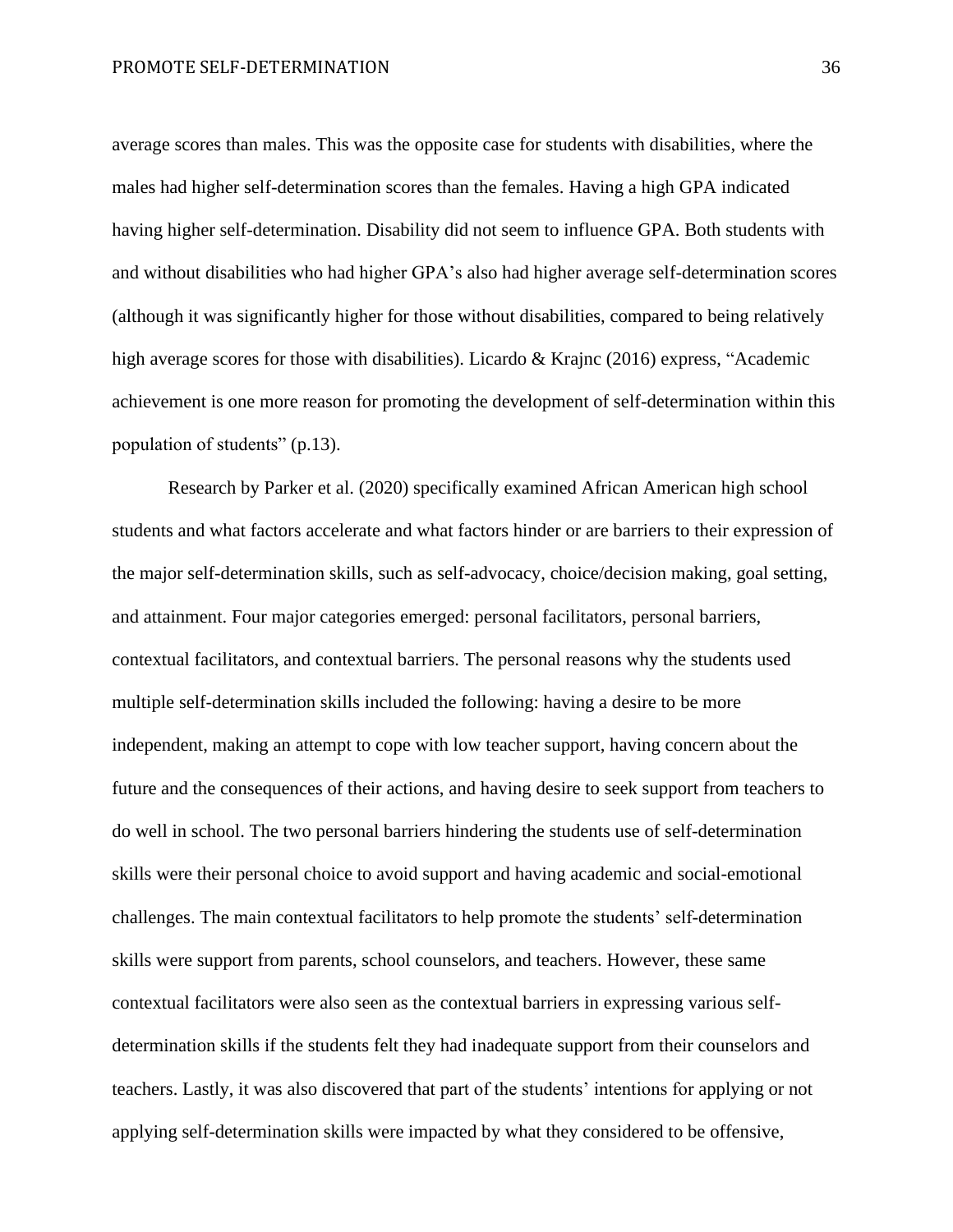average scores than males. This was the opposite case for students with disabilities, where the males had higher self-determination scores than the females. Having a high GPA indicated having higher self-determination. Disability did not seem to influence GPA. Both students with and without disabilities who had higher GPA's also had higher average self-determination scores (although it was significantly higher for those without disabilities, compared to being relatively high average scores for those with disabilities). Licardo & Krajnc (2016) express, "Academic achievement is one more reason for promoting the development of self-determination within this population of students" (p.13).

Research by Parker et al. (2020) specifically examined African American high school students and what factors accelerate and what factors hinder or are barriers to their expression of the major self-determination skills, such as self-advocacy, choice/decision making, goal setting, and attainment. Four major categories emerged: personal facilitators, personal barriers, contextual facilitators, and contextual barriers. The personal reasons why the students used multiple self-determination skills included the following: having a desire to be more independent, making an attempt to cope with low teacher support, having concern about the future and the consequences of their actions, and having desire to seek support from teachers to do well in school. The two personal barriers hindering the students use of self-determination skills were their personal choice to avoid support and having academic and social-emotional challenges. The main contextual facilitators to help promote the students' self-determination skills were support from parents, school counselors, and teachers. However, these same contextual facilitators were also seen as the contextual barriers in expressing various self-determination skills if the students felt they had inadequate support from their counselors and teachers. Lastly, it was also discovered that part of the students' intentions for applying or not applying self-determination skills were impacted by what they considered to be offensive,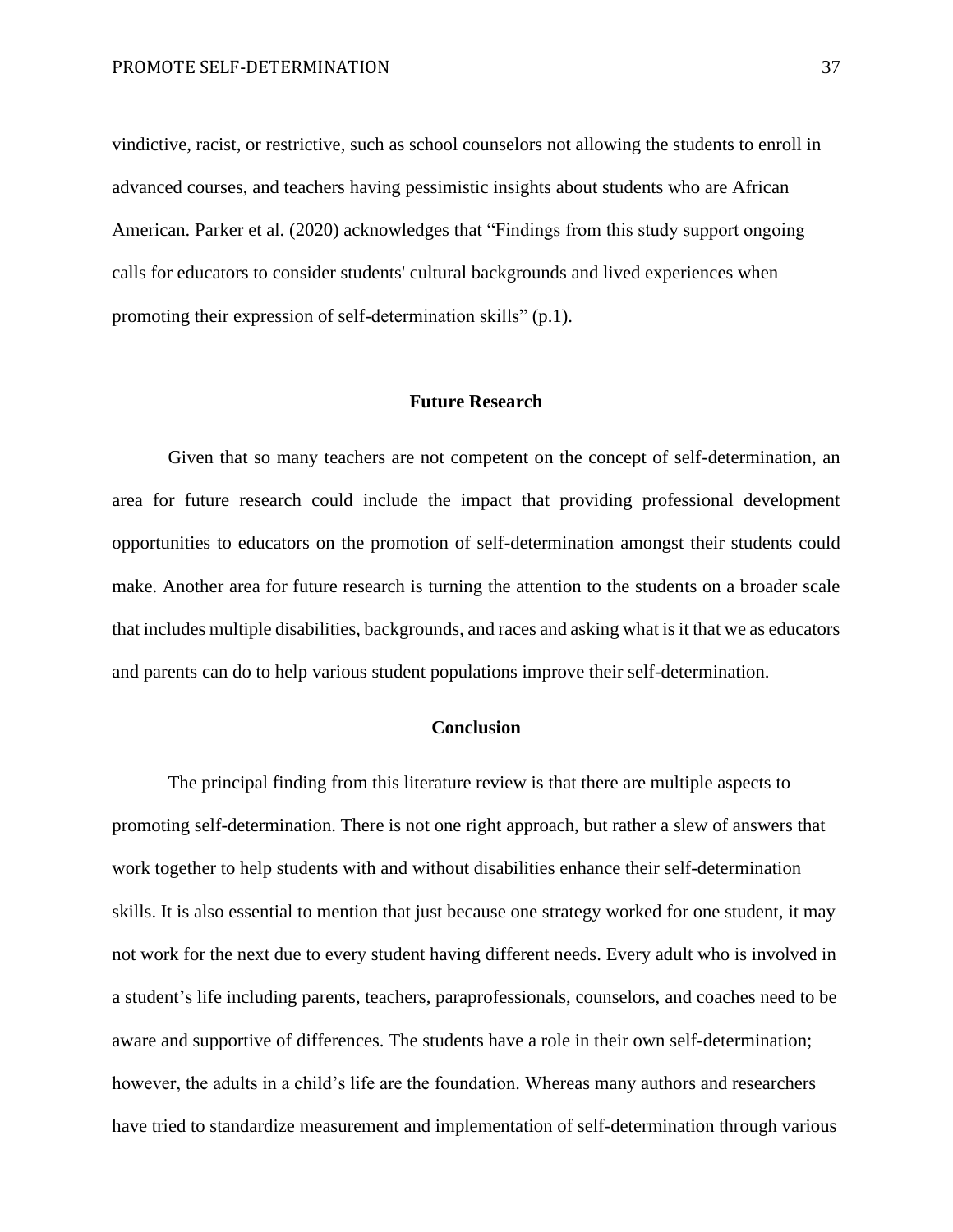vindictive, racist, or restrictive, such as school counselors not allowing the students to enroll in advanced courses, and teachers having pessimistic insights about students who are African American. Parker et al. (2020) acknowledges that “Findings from this study support ongoing calls for educators to consider students' cultural backgrounds and lived experiences when promoting their expression of self-determination skills” (p.1).

## Future Research

Given that so many teachers are not competent on the concept of self-determination, an area for future research could include the impact that providing professional development opportunities to educators on the promotion of self-determination amongst their students could make. Another area for future research is turning the attention to the students on a broader scale that includes multiple disabilities, backgrounds, and races and asking what is it that we as educators and parents can do to help various student populations improve their self-determination.

## Conclusion

The principal finding from this literature review is that there are multiple aspects to promoting self-determination. There is not one right approach, but rather a slew of answers that work together to help students with and without disabilities enhance their self-determination skills. It is also essential to mention that just because one strategy worked for one student, it may not work for the next due to every student having different needs. Every adult who is involved in a student’s life including parents, teachers, paraprofessionals, counselors, and coaches need to be aware and supportive of differences. The students have a role in their own self-determination; however, the adults in a child’s life are the foundation. Whereas many authors and researchers have tried to standardize measurement and implementation of self-determination through various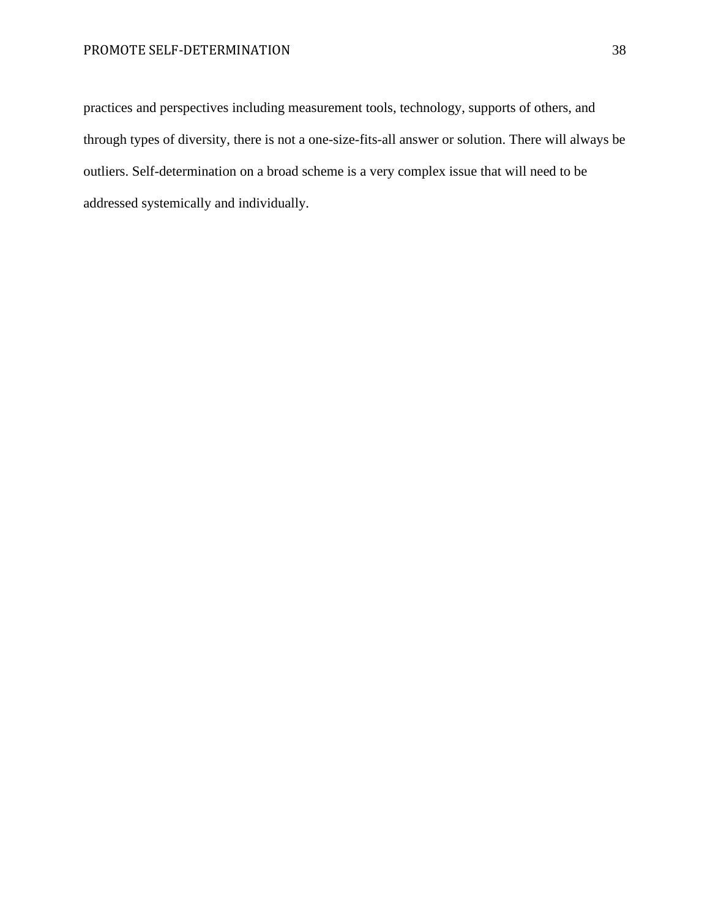practices and perspectives including measurement tools, technology, supports of others, and through types of diversity, there is not a one-size-fits-all answer or solution. There will always be outliers. Self-determination on a broad scheme is a very complex issue that will need to be addressed systemically and individually.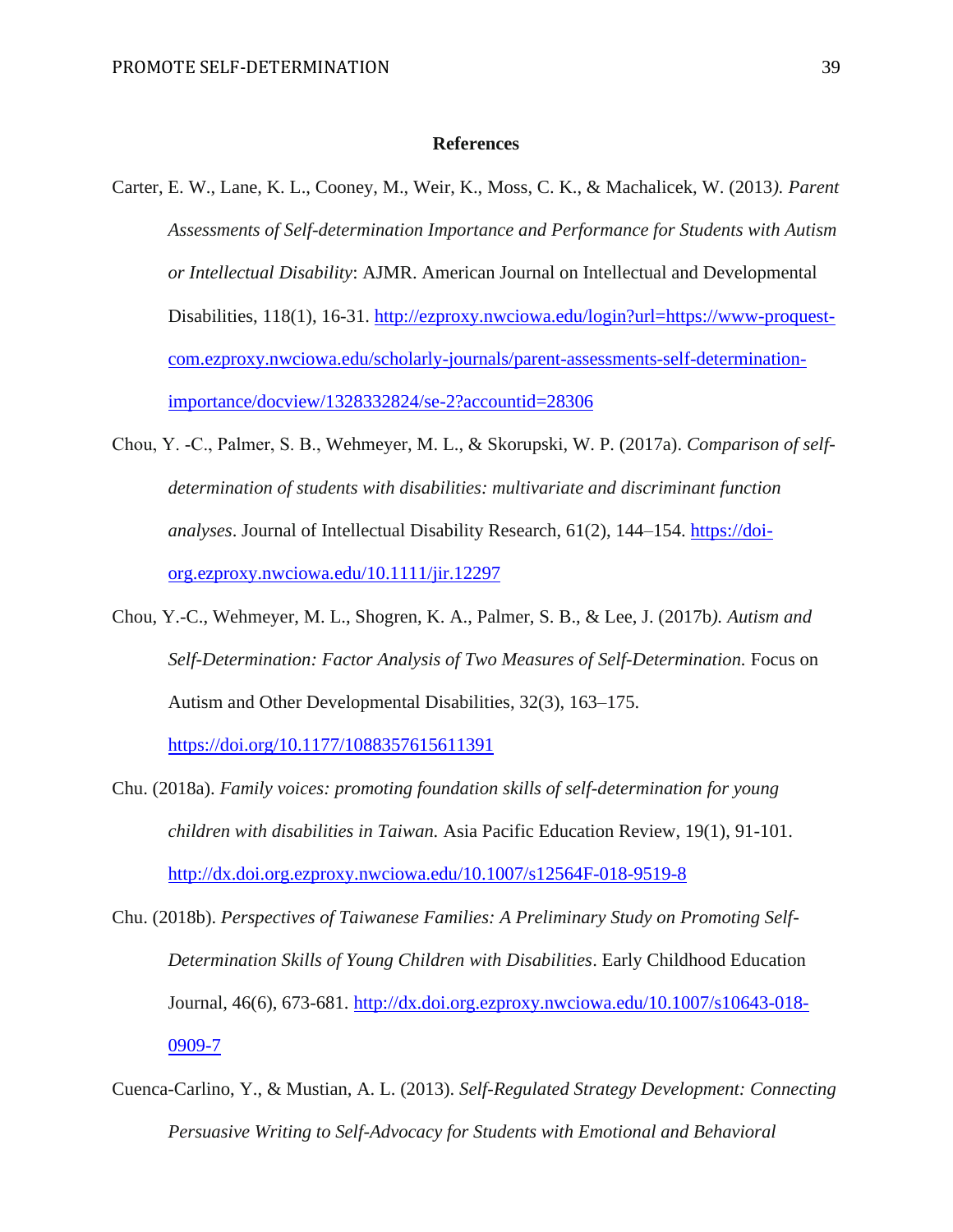## References

Carter, E. W., Lane, K. L., Cooney, M., Weir, K., Moss, C. K., & Machalicek, W. (2013*). Parent Assessments of Self-determination Importance and Performance for Students with Autism or Intellectual Disability*: AJMR. American Journal on Intellectual and Developmental Disabilities, 118(1), 16-31. http://ezproxy.nwciowa.edu/login?url=https://www-proquest-com.ezproxy.nwciowa.edu/scholarly-journals/parent-assessments-self-determination-importance/docview/1328332824/se-2?accountid=28306

Chou, Y. -C., Palmer, S. B., Wehmeyer, M. L., & Skorupski, W. P. (2017a). *Comparison of self-determination of students with disabilities: multivariate and discriminant function analyses*. Journal of Intellectual Disability Research, 61(2), 144–154. https://doi-org.ezproxy.nwciowa.edu/10.1111/jir.12297

Chou, Y.-C., Wehmeyer, M. L., Shogren, K. A., Palmer, S. B., & Lee, J. (2017b*). Autism and Self-Determination: Factor Analysis of Two Measures of Self-Determination.* Focus on Autism and Other Developmental Disabilities, 32(3), 163–175. https://doi.org/10.1177/1088357615611391

Chu. (2018a). *Family voices: promoting foundation skills of self-determination for young children with disabilities in Taiwan.* Asia Pacific Education Review, 19(1), 91-101. http://dx.doi.org.ezproxy.nwciowa.edu/10.1007/s12564F-018-9519-8

Chu. (2018b). *Perspectives of Taiwanese Families: A Preliminary Study on Promoting Self-Determination Skills of Young Children with Disabilities*. Early Childhood Education Journal, 46(6), 673-681. http://dx.doi.org.ezproxy.nwciowa.edu/10.1007/s10643-018-0909-7

Cuenca-Carlino, Y., & Mustian, A. L. (2013). *Self-Regulated Strategy Development: Connecting Persuasive Writing to Self-Advocacy for Students with Emotional and Behavioral*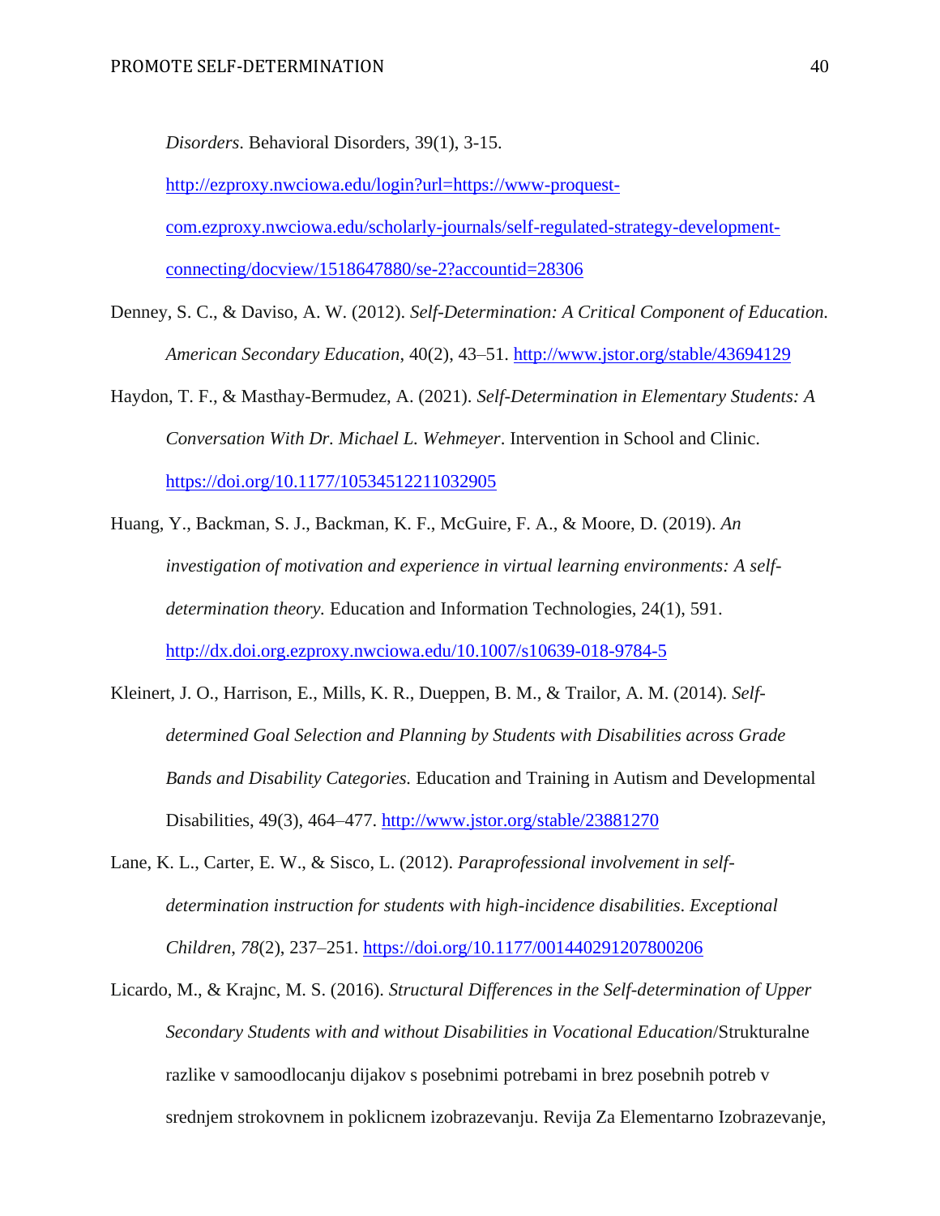*Disorders*. Behavioral Disorders, 39(1), 3-15. http://ezproxy.nwciowa.edu/login?url=https://www-proquest-com.ezproxy.nwciowa.edu/scholarly-journals/self-regulated-strategy-development-connecting/docview/1518647880/se-2?accountid=28306

Denney, S. C., & Daviso, A. W. (2012). *Self-Determination: A Critical Component of Education. American Secondary Education*, 40(2), 43–51. http://www.jstor.org/stable/43694129

Haydon, T. F., & Masthay-Bermudez, A. (2021). *Self-Determination in Elementary Students: A Conversation With Dr. Michael L. Wehmeyer*. Intervention in School and Clinic. https://doi.org/10.1177/10534512211032905

Huang, Y., Backman, S. J., Backman, K. F., McGuire, F. A., & Moore, D. (2019). *An investigation of motivation and experience in virtual learning environments: A self-determination theory.* Education and Information Technologies, 24(1), 591. http://dx.doi.org.ezproxy.nwciowa.edu/10.1007/s10639-018-9784-5

Kleinert, J. O., Harrison, E., Mills, K. R., Dueppen, B. M., & Trailor, A. M. (2014). *Self-determined Goal Selection and Planning by Students with Disabilities across Grade Bands and Disability Categories.* Education and Training in Autism and Developmental Disabilities, 49(3), 464–477. http://www.jstor.org/stable/23881270

Lane, K. L., Carter, E. W., & Sisco, L. (2012). *Paraprofessional involvement in self-determination instruction for students with high-incidence disabilities*. *Exceptional Children*, *78*(2), 237–251. https://doi.org/10.1177/001440291207800206

Licardo, M., & Krajnc, M. S. (2016). *Structural Differences in the Self-determination of Upper Secondary Students with and without Disabilities in Vocational Education*/Strukturalne razlike v samoodlocanju dijakov s posebnimi potrebami in brez posebnih potreb v srednjem strokovnem in poklicnem izobrazevanju. Revija Za Elementarno Izobrazevanje,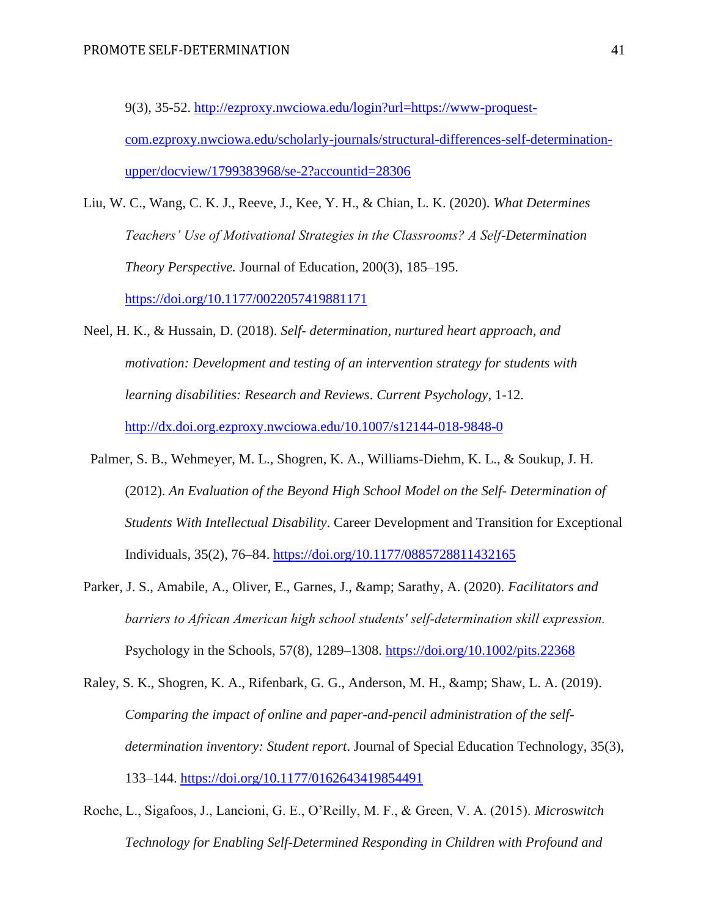9(3), 35-52. http://ezproxy.nwciowa.edu/login?url=https://www-proquest-com.ezproxy.nwciowa.edu/scholarly-journals/structural-differences-self-determination-upper/docview/1799383968/se-2?accountid=28306

Liu, W. C., Wang, C. K. J., Reeve, J., Kee, Y. H., & Chian, L. K. (2020). *What Determines Teachers' Use of Motivational Strategies in the Classrooms? A Self-Determination Theory Perspective.* Journal of Education, 200(3), 185–195. https://doi.org/10.1177/0022057419881171

Neel, H. K., & Hussain, D. (2018). *Self- determination, nurtured heart approach, and motivation: Development and testing of an intervention strategy for students with learning disabilities: Research and Reviews*. *Current Psychology*, 1-12. http://dx.doi.org.ezproxy.nwciowa.edu/10.1007/s12144-018-9848-0

Palmer, S. B., Wehmeyer, M. L., Shogren, K. A., Williams-Diehm, K. L., & Soukup, J. H. (2012). *An Evaluation of the Beyond High School Model on the Self- Determination of Students With Intellectual Disability*. Career Development and Transition for Exceptional Individuals, 35(2), 76–84. https://doi.org/10.1177/0885728811432165

Parker, J. S., Amabile, A., Oliver, E., Garnes, J., &amp; Sarathy, A. (2020). *Facilitators and barriers to African American high school students' self-determination skill expression.* Psychology in the Schools, 57(8), 1289–1308. https://doi.org/10.1002/pits.22368

Raley, S. K., Shogren, K. A., Rifenbark, G. G., Anderson, M. H., &amp; Shaw, L. A. (2019). *Comparing the impact of online and paper-and-pencil administration of the self-determination inventory: Student report*. Journal of Special Education Technology, 35(3), 133–144. https://doi.org/10.1177/0162643419854491

Roche, L., Sigafoos, J., Lancioni, G. E., O'Reilly, M. F., & Green, V. A. (2015). *Microswitch Technology for Enabling Self-Determined Responding in Children with Profound and*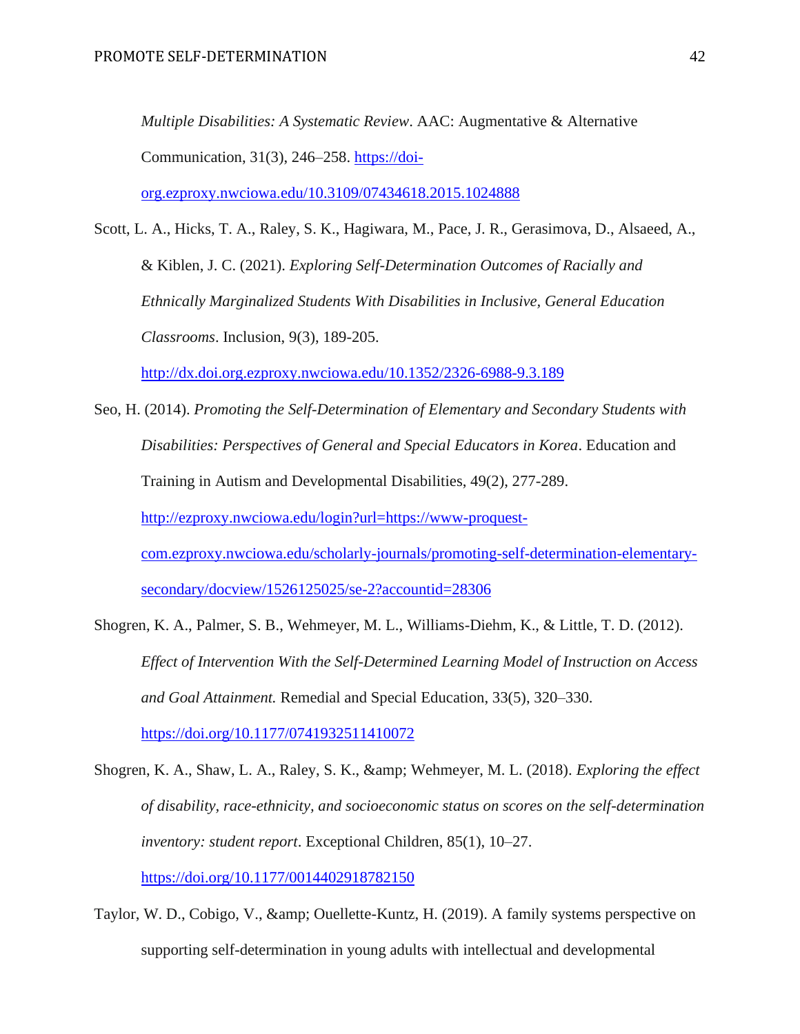*Multiple Disabilities: A Systematic Review*. AAC: Augmentative & Alternative Communication, 31(3), 246–258. https://doi-org.ezproxy.nwciowa.edu/10.3109/07434618.2015.1024888

Scott, L. A., Hicks, T. A., Raley, S. K., Hagiwara, M., Pace, J. R., Gerasimova, D., Alsaeed, A., & Kiblen, J. C. (2021). *Exploring Self-Determination Outcomes of Racially and Ethnically Marginalized Students With Disabilities in Inclusive, General Education Classrooms*. Inclusion, 9(3), 189-205. http://dx.doi.org.ezproxy.nwciowa.edu/10.1352/2326-6988-9.3.189

Seo, H. (2014). *Promoting the Self-Determination of Elementary and Secondary Students with Disabilities: Perspectives of General and Special Educators in Korea*. Education and Training in Autism and Developmental Disabilities, 49(2), 277-289. http://ezproxy.nwciowa.edu/login?url=https://www-proquest-com.ezproxy.nwciowa.edu/scholarly-journals/promoting-self-determination-elementary-secondary/docview/1526125025/se-2?accountid=28306

Shogren, K. A., Palmer, S. B., Wehmeyer, M. L., Williams-Diehm, K., & Little, T. D. (2012). *Effect of Intervention With the Self-Determined Learning Model of Instruction on Access and Goal Attainment.* Remedial and Special Education, 33(5), 320–330. https://doi.org/10.1177/0741932511410072

Shogren, K. A., Shaw, L. A., Raley, S. K., &amp; Wehmeyer, M. L. (2018). *Exploring the effect of disability, race-ethnicity, and socioeconomic status on scores on the self-determination inventory: student report*. Exceptional Children, 85(1), 10–27. https://doi.org/10.1177/0014402918782150

Taylor, W. D., Cobigo, V., &amp; Ouellette-Kuntz, H. (2019). A family systems perspective on supporting self-determination in young adults with intellectual and developmental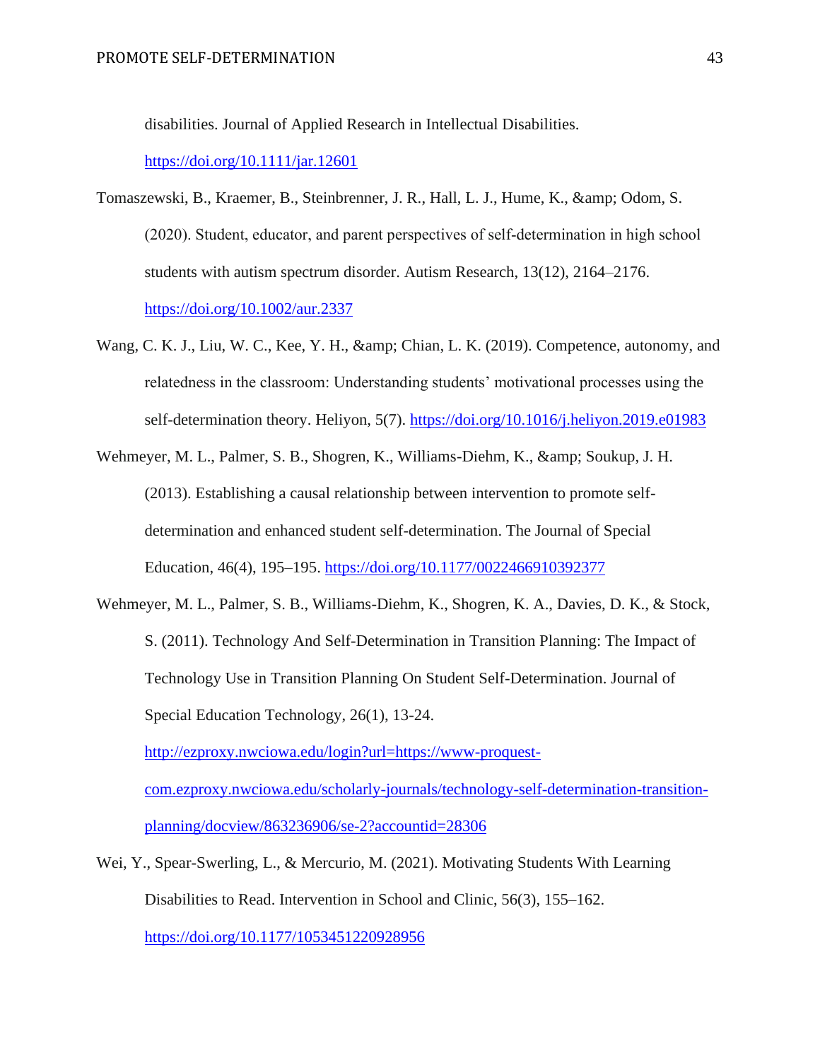disabilities. Journal of Applied Research in Intellectual Disabilities. https://doi.org/10.1111/jar.12601

Tomaszewski, B., Kraemer, B., Steinbrenner, J. R., Hall, L. J., Hume, K., &amp; Odom, S. (2020). Student, educator, and parent perspectives of self-determination in high school students with autism spectrum disorder. Autism Research, 13(12), 2164–2176. https://doi.org/10.1002/aur.2337

Wang, C. K. J., Liu, W. C., Kee, Y. H., &amp; Chian, L. K. (2019). Competence, autonomy, and relatedness in the classroom: Understanding students' motivational processes using the self-determination theory. Heliyon, 5(7). https://doi.org/10.1016/j.heliyon.2019.e01983

Wehmeyer, M. L., Palmer, S. B., Shogren, K., Williams-Diehm, K., &amp; Soukup, J. H. (2013). Establishing a causal relationship between intervention to promote self-determination and enhanced student self-determination. The Journal of Special Education, 46(4), 195–195. https://doi.org/10.1177/0022466910392377

Wehmeyer, M. L., Palmer, S. B., Williams-Diehm, K., Shogren, K. A., Davies, D. K., & Stock, S. (2011). Technology And Self-Determination in Transition Planning: The Impact of Technology Use in Transition Planning On Student Self-Determination. Journal of Special Education Technology, 26(1), 13-24. http://ezproxy.nwciowa.edu/login?url=https://www-proquest-com.ezproxy.nwciowa.edu/scholarly-journals/technology-self-determination-transition-planning/docview/863236906/se-2?accountid=28306

Wei, Y., Spear-Swerling, L., & Mercurio, M. (2021). Motivating Students With Learning Disabilities to Read. Intervention in School and Clinic, 56(3), 155–162. https://doi.org/10.1177/1053451220928956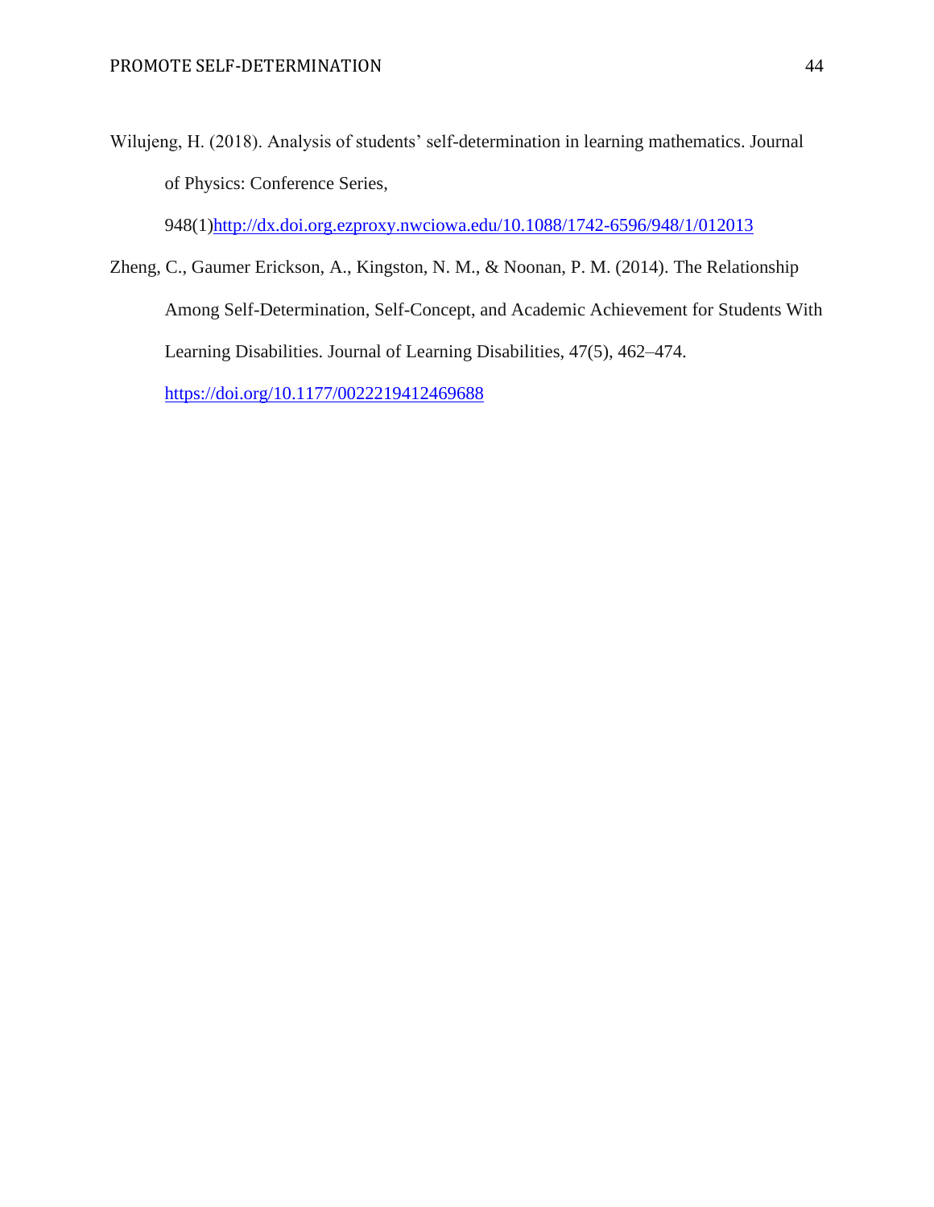Wilujeng, H. (2018). Analysis of students' self-determination in learning mathematics. Journal of Physics: Conference Series, 948(1)http://dx.doi.org.ezproxy.nwciowa.edu/10.1088/1742-6596/948/1/012013

Zheng, C., Gaumer Erickson, A., Kingston, N. M., & Noonan, P. M. (2014). The Relationship Among Self-Determination, Self-Concept, and Academic Achievement for Students With Learning Disabilities. Journal of Learning Disabilities, 47(5), 462–474. https://doi.org/10.1177/0022219412469688